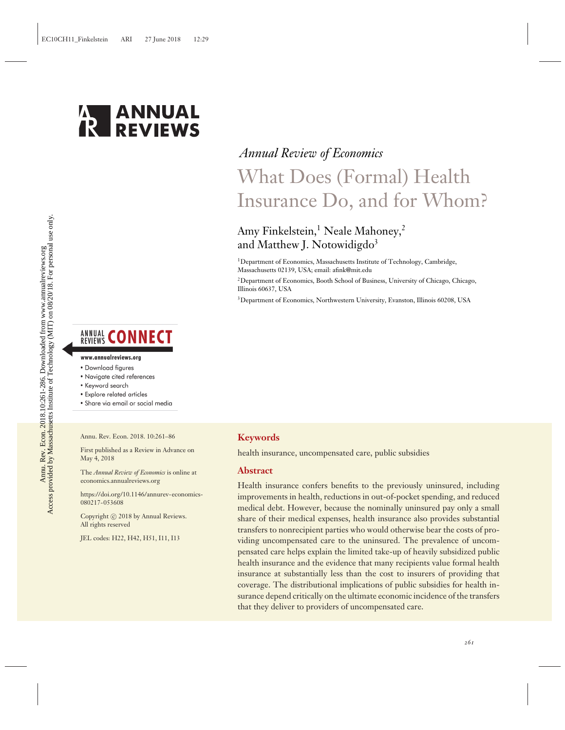*Annual Review of Economics*

# What Does (Formal) Health Insurance Do, and for Whom?

Amy Finkelstein,[1] Neale Mahoney,[2] and Matthew J. Notowidigdo[3]

[1]Department of Economics, Massachusetts Institute of Technology, Cambridge, Massachusetts 02139, USA; email: afink@mit.edu

[2]Department of Economics, Booth School of Business, University of Chicago, Chicago, Illinois 60637, USA

[3]Department of Economics, Northwestern University, Evanston, Illinois 60208, USA

Annu. Rev. Econ. 2018. 10:261–86

First published as a Review in Advance on May 4, 2018

The *Annual Review of Economics* is online at economics.annualreviews.org

https://doi.org/10.1146/annurev-economics-080217-053608

Copyright © 2018 by Annual Reviews. All rights reserved

JEL codes: H22, H42, H51, I11, I13

## Keywords

health insurance, uncompensated care, public subsidies

## Abstract

Health insurance confers benefits to the previously uninsured, including improvements in health, reductions in out-of-pocket spending, and reduced medical debt. However, because the nominally uninsured pay only a small share of their medical expenses, health insurance also provides substantial transfers to nonrecipient parties who would otherwise bear the costs of providing uncompensated care to the uninsured. The prevalence of uncompensated care helps explain the limited take-up of heavily subsidized public health insurance and the evidence that many recipients value formal health insurance at substantially less than the cost to insurers of providing that coverage. The distributional implications of public subsidies for health insurance depend critically on the ultimate economic incidence of the transfers that they deliver to providers of uncompensated care.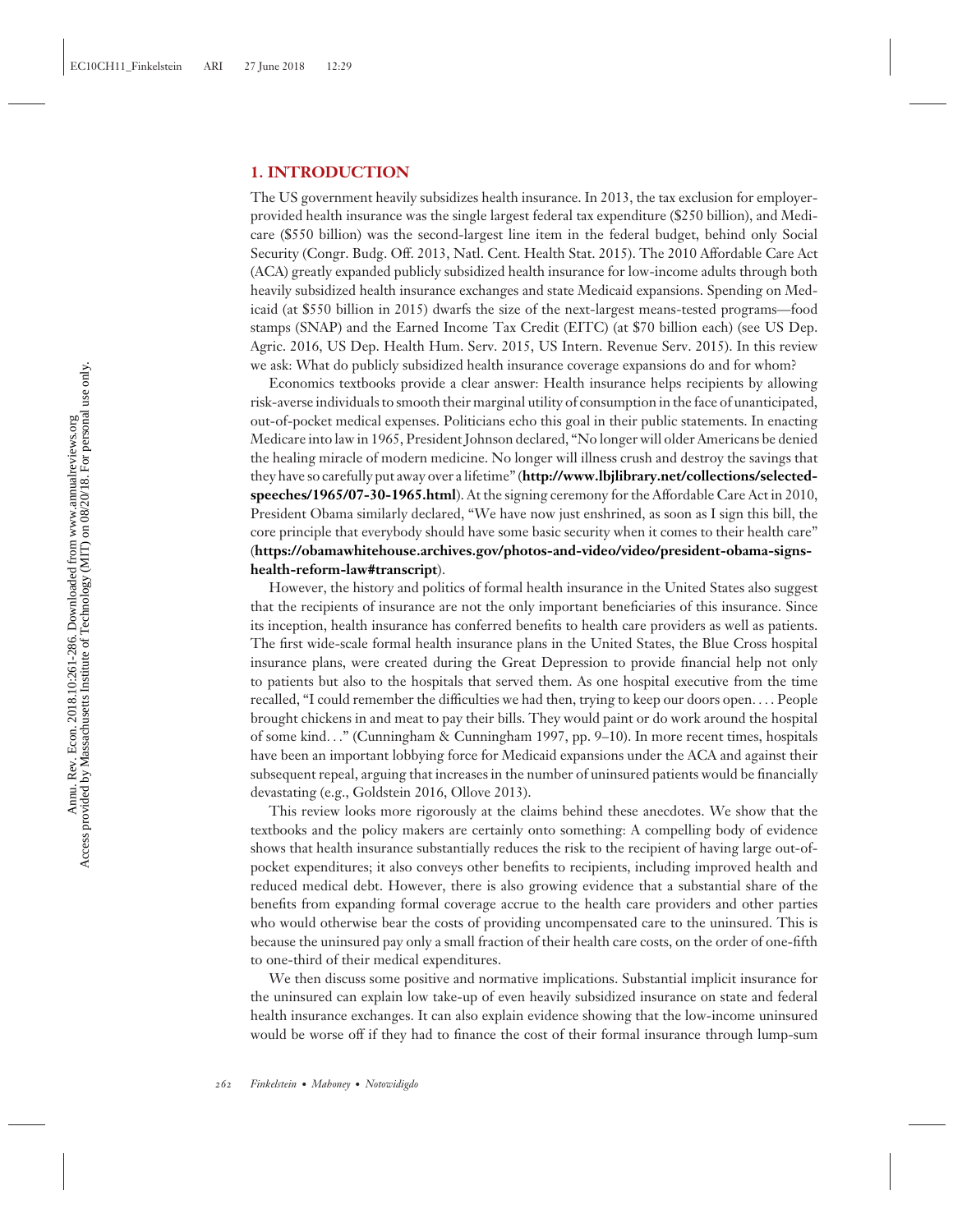## 1. INTRODUCTION

The US government heavily subsidizes health insurance. In 2013, the tax exclusion for employer-provided health insurance was the single largest federal tax expenditure ($250 billion), and Medicare ($550 billion) was the second-largest line item in the federal budget, behind only Social Security (Congr. Budg. Off. 2013, Natl. Cent. Health Stat. 2015). The 2010 Affordable Care Act (ACA) greatly expanded publicly subsidized health insurance for low-income adults through both heavily subsidized health insurance exchanges and state Medicaid expansions. Spending on Medicaid (at $550 billion in 2015) dwarfs the size of the next-largest means-tested programs—food stamps (SNAP) and the Earned Income Tax Credit (EITC) (at $70 billion each) (see US Dep. Agric. 2016, US Dep. Health Hum. Serv. 2015, US Intern. Revenue Serv. 2015). In this review we ask: What do publicly subsidized health insurance coverage expansions do and for whom?

Economics textbooks provide a clear answer: Health insurance helps recipients by allowing risk-averse individuals to smooth their marginal utility of consumption in the face of unanticipated, out-of-pocket medical expenses. Politicians echo this goal in their public statements. In enacting Medicare into law in 1965, President Johnson declared, "No longer will older Americans be denied the healing miracle of modern medicine. No longer will illness crush and destroy the savings that they have so carefully put away over a lifetime" (**http://www.lbjlibrary.net/collections/selected-speeches/1965/07-30-1965.html**). At the signing ceremony for the Affordable Care Act in 2010, President Obama similarly declared, "We have now just enshrined, as soon as I sign this bill, the core principle that everybody should have some basic security when it comes to their health care" (**https://obamawhitehouse.archives.gov/photos-and-video/video/president-obama-signs-health-reform-law#transcript**).

However, the history and politics of formal health insurance in the United States also suggest that the recipients of insurance are not the only important beneficiaries of this insurance. Since its inception, health insurance has conferred benefits to health care providers as well as patients. The first wide-scale formal health insurance plans in the United States, the Blue Cross hospital insurance plans, were created during the Great Depression to provide financial help not only to patients but also to the hospitals that served them. As one hospital executive from the time recalled, "I could remember the difficulties we had then, trying to keep our doors open. . . . People brought chickens in and meat to pay their bills. They would paint or do work around the hospital of some kind. . ." (Cunningham & Cunningham 1997, pp. 9–10). In more recent times, hospitals have been an important lobbying force for Medicaid expansions under the ACA and against their subsequent repeal, arguing that increases in the number of uninsured patients would be financially devastating (e.g., Goldstein 2016, Ollove 2013).

This review looks more rigorously at the claims behind these anecdotes. We show that the textbooks and the policy makers are certainly onto something: A compelling body of evidence shows that health insurance substantially reduces the risk to the recipient of having large out-of-pocket expenditures; it also conveys other benefits to recipients, including improved health and reduced medical debt. However, there is also growing evidence that a substantial share of the benefits from expanding formal coverage accrue to the health care providers and other parties who would otherwise bear the costs of providing uncompensated care to the uninsured. This is because the uninsured pay only a small fraction of their health care costs, on the order of one-fifth to one-third of their medical expenditures.

We then discuss some positive and normative implications. Substantial implicit insurance for the uninsured can explain low take-up of even heavily subsidized insurance on state and federal health insurance exchanges. It can also explain evidence showing that the low-income uninsured would be worse off if they had to finance the cost of their formal insurance through lump-sum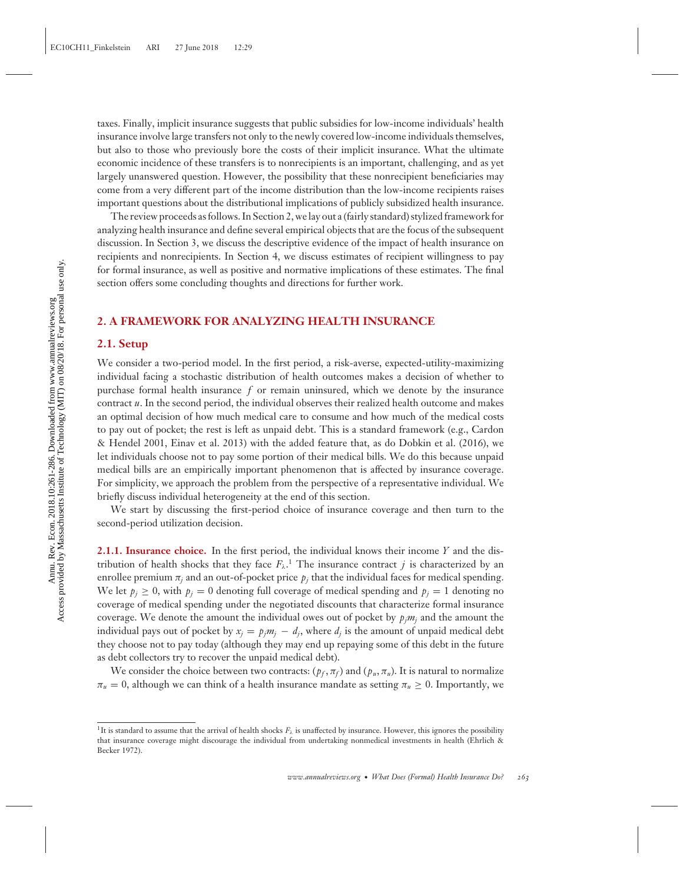taxes. Finally, implicit insurance suggests that public subsidies for low-income individuals' health insurance involve large transfers not only to the newly covered low-income individuals themselves, but also to those who previously bore the costs of their implicit insurance. What the ultimate economic incidence of these transfers is to nonrecipients is an important, challenging, and as yet largely unanswered question. However, the possibility that these nonrecipient beneficiaries may come from a very different part of the income distribution than the low-income recipients raises important questions about the distributional implications of publicly subsidized health insurance.

The review proceeds as follows. In Section 2, we lay out a (fairly standard) stylized framework for analyzing health insurance and define several empirical objects that are the focus of the subsequent discussion. In Section 3, we discuss the descriptive evidence of the impact of health insurance on recipients and nonrecipients. In Section 4, we discuss estimates of recipient willingness to pay for formal insurance, as well as positive and normative implications of these estimates. The final section offers some concluding thoughts and directions for further work.

## 2. A FRAMEWORK FOR ANALYZING HEALTH INSURANCE

### 2.1. Setup

We consider a two-period model. In the first period, a risk-averse, expected-utility-maximizing individual facing a stochastic distribution of health outcomes makes a decision of whether to purchase formal health insurance $f$ or remain uninsured, which we denote by the insurance contract $u$. In the second period, the individual observes their realized health outcome and makes an optimal decision of how much medical care to consume and how much of the medical costs to pay out of pocket; the rest is left as unpaid debt. This is a standard framework (e.g., Cardon & Hendel 2001, Einav et al. 2013) with the added feature that, as do Dobkin et al. (2016), we let individuals choose not to pay some portion of their medical bills. We do this because unpaid medical bills are an empirically important phenomenon that is affected by insurance coverage. For simplicity, we approach the problem from the perspective of a representative individual. We briefly discuss individual heterogeneity at the end of this section.

We start by discussing the first-period choice of insurance coverage and then turn to the second-period utilization decision.

**2.1.1. Insurance choice.** In the first period, the individual knows their income $Y$ and the distribution of health shocks that they face $F_\lambda$.[1] The insurance contract $j$ is characterized by an enrollee premium $\pi_j$ and an out-of-pocket price $p_j$ that the individual faces for medical spending. We let $p_j \geq 0$, with $p_j = 0$ denoting full coverage of medical spending and $p_j = 1$ denoting no coverage of medical spending under the negotiated discounts that characterize formal insurance coverage. We denote the amount the individual owes out of pocket by $p_j m_j$ and the amount the individual pays out of pocket by $x_j = p_j m_j - d_j$, where $d_j$ is the amount of unpaid medical debt they choose not to pay today (although they may end up repaying some of this debt in the future as debt collectors try to recover the unpaid medical debt).

We consider the choice between two contracts: $(p_f, \pi_f)$ and $(p_u, \pi_u)$. It is natural to normalize $\pi_u = 0$, although we can think of a health insurance mandate as setting $\pi_u \geq 0$. Importantly, we

[1] It is standard to assume that the arrival of health shocks $F_\lambda$ is unaffected by insurance. However, this ignores the possibility that insurance coverage might discourage the individual from undertaking nonmedical investments in health (Ehrlich & Becker 1972).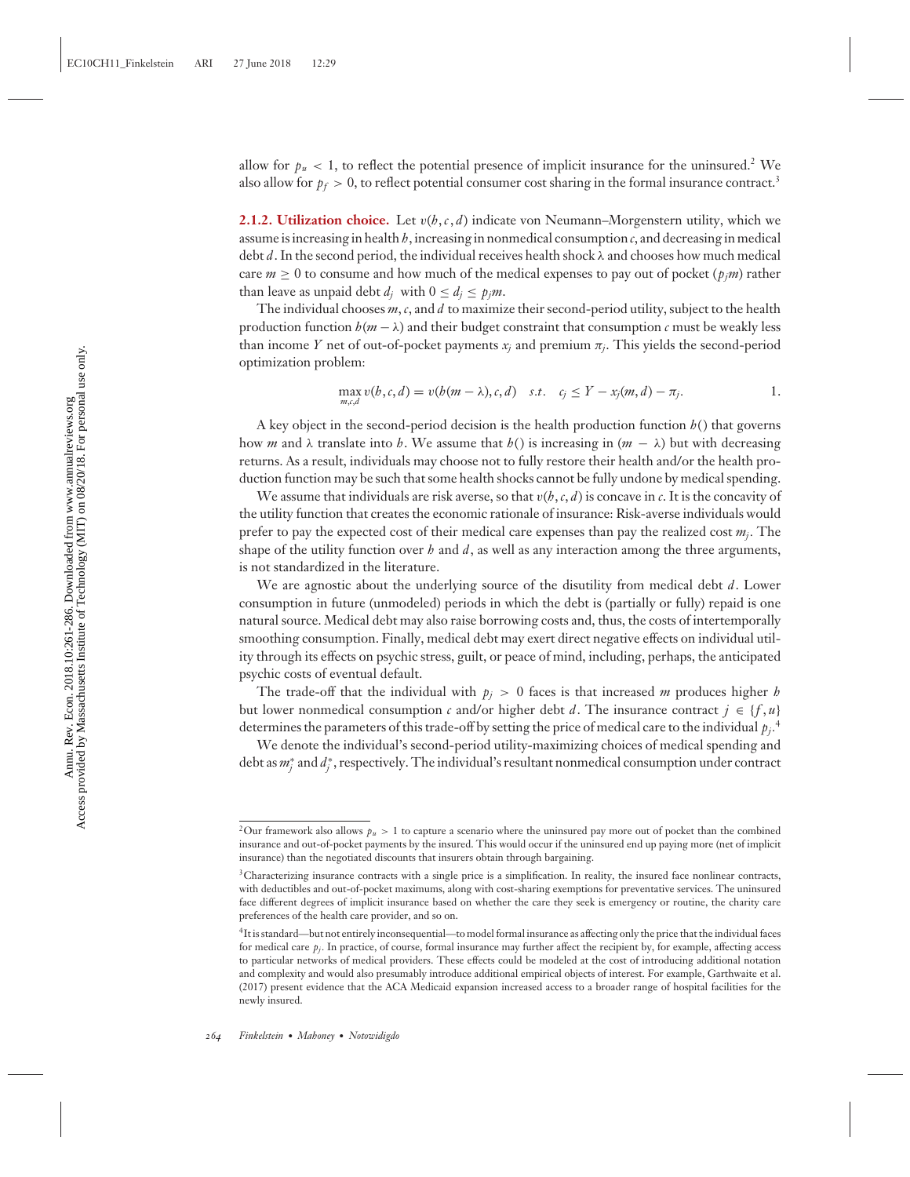allow for $p_u < 1$, to reflect the potential presence of implicit insurance for the uninsured.[2] We also allow for $p_f > 0$, to reflect potential consumer cost sharing in the formal insurance contract.[3]

**2.1.2. Utilization choice.** Let $v(h, c, d)$ indicate von Neumann–Morgenstern utility, which we assume is increasing in health $h$, increasing in nonmedical consumption $c$, and decreasing in medical debt $d$. In the second period, the individual receives health shock $\lambda$ and chooses how much medical care $m \geq 0$ to consume and how much of the medical expenses to pay out of pocket ($p_j m$) rather than leave as unpaid debt $d_j$ with $0 \leq d_j \leq p_j m$.

The individual chooses $m$, $c$, and $d$ to maximize their second-period utility, subject to the health production function $h(m - \lambda)$ and their budget constraint that consumption $c$ must be weakly less than income $Y$ net of out-of-pocket payments $x_j$ and premium $\pi_j$. This yields the second-period optimization problem:

$$\max_{m,c,d} v(h, c, d) = v(h(m - \lambda), c, d) \quad s.t. \quad c_j \leq Y - x_j(m, d) - \pi_j. \qquad 1.$$

A key object in the second-period decision is the health production function $h()$ that governs how $m$ and $\lambda$ translate into $h$. We assume that $h()$ is increasing in $(m - \lambda)$ but with decreasing returns. As a result, individuals may choose not to fully restore their health and/or the health production function may be such that some health shocks cannot be fully undone by medical spending.

We assume that individuals are risk averse, so that $v(h, c, d)$ is concave in $c$. It is the concavity of the utility function that creates the economic rationale of insurance: Risk-averse individuals would prefer to pay the expected cost of their medical care expenses than pay the realized cost $m_j$. The shape of the utility function over $h$ and $d$, as well as any interaction among the three arguments, is not standardized in the literature.

We are agnostic about the underlying source of the disutility from medical debt $d$. Lower consumption in future (unmodeled) periods in which the debt is (partially or fully) repaid is one natural source. Medical debt may also raise borrowing costs and, thus, the costs of intertemporally smoothing consumption. Finally, medical debt may exert direct negative effects on individual utility through its effects on psychic stress, guilt, or peace of mind, including, perhaps, the anticipated psychic costs of eventual default.

The trade-off that the individual with $p_j > 0$ faces is that increased $m$ produces higher $h$ but lower nonmedical consumption $c$ and/or higher debt $d$. The insurance contract $j \in \{f, u\}$ determines the parameters of this trade-off by setting the price of medical care to the individual $p_j$.[4]

We denote the individual's second-period utility-maximizing choices of medical spending and debt as $m_j^*$ and $d_j^*$, respectively. The individual's resultant nonmedical consumption under contract

---

[2] Our framework also allows $p_u > 1$ to capture a scenario where the uninsured pay more out of pocket than the combined insurance and out-of-pocket payments by the insured. This would occur if the uninsured end up paying more (net of implicit insurance) than the negotiated discounts that insurers obtain through bargaining.

[3] Characterizing insurance contracts with a single price is a simplification. In reality, the insured face nonlinear contracts, with deductibles and out-of-pocket maximums, along with cost-sharing exemptions for preventative services. The uninsured face different degrees of implicit insurance based on whether the care they seek is emergency or routine, the charity care preferences of the health care provider, and so on.

[4] It is standard—but not entirely inconsequential—to model formal insurance as affecting only the price that the individual faces for medical care $p_j$. In practice, of course, formal insurance may further affect the recipient by, for example, affecting access to particular networks of medical providers. These effects could be modeled at the cost of introducing additional notation and complexity and would also presumably introduce additional empirical objects of interest. For example, Garthwaite et al. (2017) present evidence that the ACA Medicaid expansion increased access to a broader range of hospital facilities for the newly insured.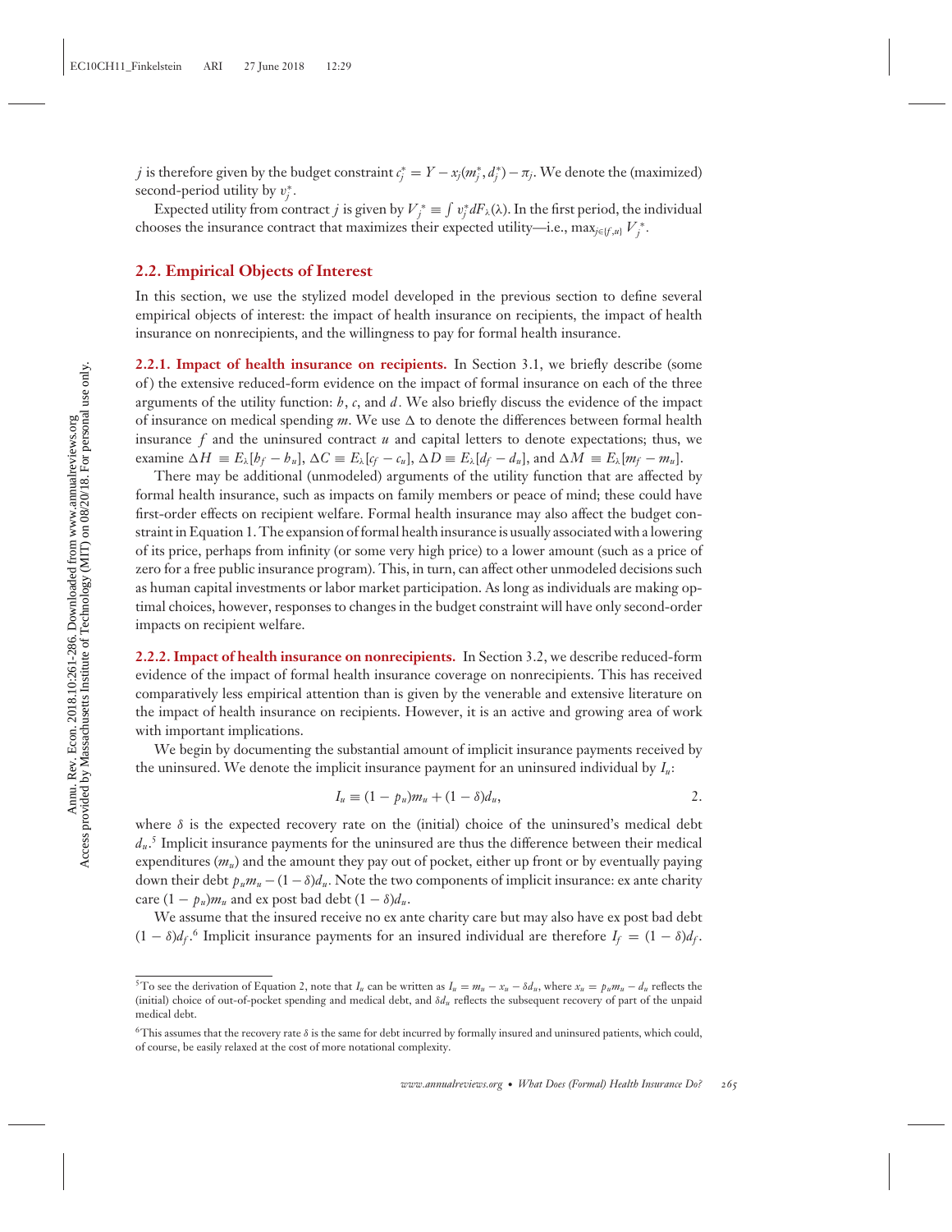$j$ is therefore given by the budget constraint $c_j^* = Y - x_j(m_j^*, d_j^*) - \pi_j$. We denote the (maximized) second-period utility by $v_j^*$.

Expected utility from contract $j$ is given by $V_j^* \equiv \int v_j^* dF_\lambda(\lambda)$. In the first period, the individual chooses the insurance contract that maximizes their expected utility—i.e., $\max_{j \in \{f,u\}} V_j^*$.

## 2.2. Empirical Objects of Interest

In this section, we use the stylized model developed in the previous section to define several empirical objects of interest: the impact of health insurance on recipients, the impact of health insurance on nonrecipients, and the willingness to pay for formal health insurance.

**2.2.1. Impact of health insurance on recipients.** In Section 3.1, we briefly describe (some of) the extensive reduced-form evidence on the impact of formal insurance on each of the three arguments of the utility function: $h$, $c$, and $d$. We also briefly discuss the evidence of the impact of insurance on medical spending $m$. We use $\Delta$ to denote the differences between formal health insurance $f$ and the uninsured contract $u$ and capital letters to denote expectations; thus, we examine $\Delta H \equiv E_\lambda[h_f - h_u]$, $\Delta C \equiv E_\lambda[c_f - c_u]$, $\Delta D \equiv E_\lambda[d_f - d_u]$, and $\Delta M \equiv E_\lambda[m_f - m_u]$.

There may be additional (unmodeled) arguments of the utility function that are affected by formal health insurance, such as impacts on family members or peace of mind; these could have first-order effects on recipient welfare. Formal health insurance may also affect the budget constraint in Equation 1. The expansion of formal health insurance is usually associated with a lowering of its price, perhaps from infinity (or some very high price) to a lower amount (such as a price of zero for a free public insurance program). This, in turn, can affect other unmodeled decisions such as human capital investments or labor market participation. As long as individuals are making optimal choices, however, responses to changes in the budget constraint will have only second-order impacts on recipient welfare.

**2.2.2. Impact of health insurance on nonrecipients.** In Section 3.2, we describe reduced-form evidence of the impact of formal health insurance coverage on nonrecipients. This has received comparatively less empirical attention than is given by the venerable and extensive literature on the impact of health insurance on recipients. However, it is an active and growing area of work with important implications.

We begin by documenting the substantial amount of implicit insurance payments received by the uninsured. We denote the implicit insurance payment for an uninsured individual by $I_u$:

$$I_u \equiv (1 - p_u)m_u + (1 - \delta)d_u, \qquad 2.$$

where $\delta$ is the expected recovery rate on the (initial) choice of the uninsured's medical debt $d_u$.[5] Implicit insurance payments for the uninsured are thus the difference between their medical expenditures ($m_u$) and the amount they pay out of pocket, either up front or by eventually paying down their debt $p_u m_u - (1 - \delta)d_u$. Note the two components of implicit insurance: ex ante charity care $(1 - p_u)m_u$ and ex post bad debt $(1 - \delta)d_u$.

We assume that the insured receive no ex ante charity care but may also have ex post bad debt $(1 - \delta)d_f$.[6] Implicit insurance payments for an insured individual are therefore $I_f = (1 - \delta)d_f$.

[5] To see the derivation of Equation 2, note that $I_u$ can be written as $I_u = m_u - x_u - \delta d_u$, where $x_u = p_u m_u - d_u$ reflects the (initial) choice of out-of-pocket spending and medical debt, and $\delta d_u$ reflects the subsequent recovery of part of the unpaid medical debt.

[6] This assumes that the recovery rate $\delta$ is the same for debt incurred by formally insured and uninsured patients, which could, of course, be easily relaxed at the cost of more notational complexity.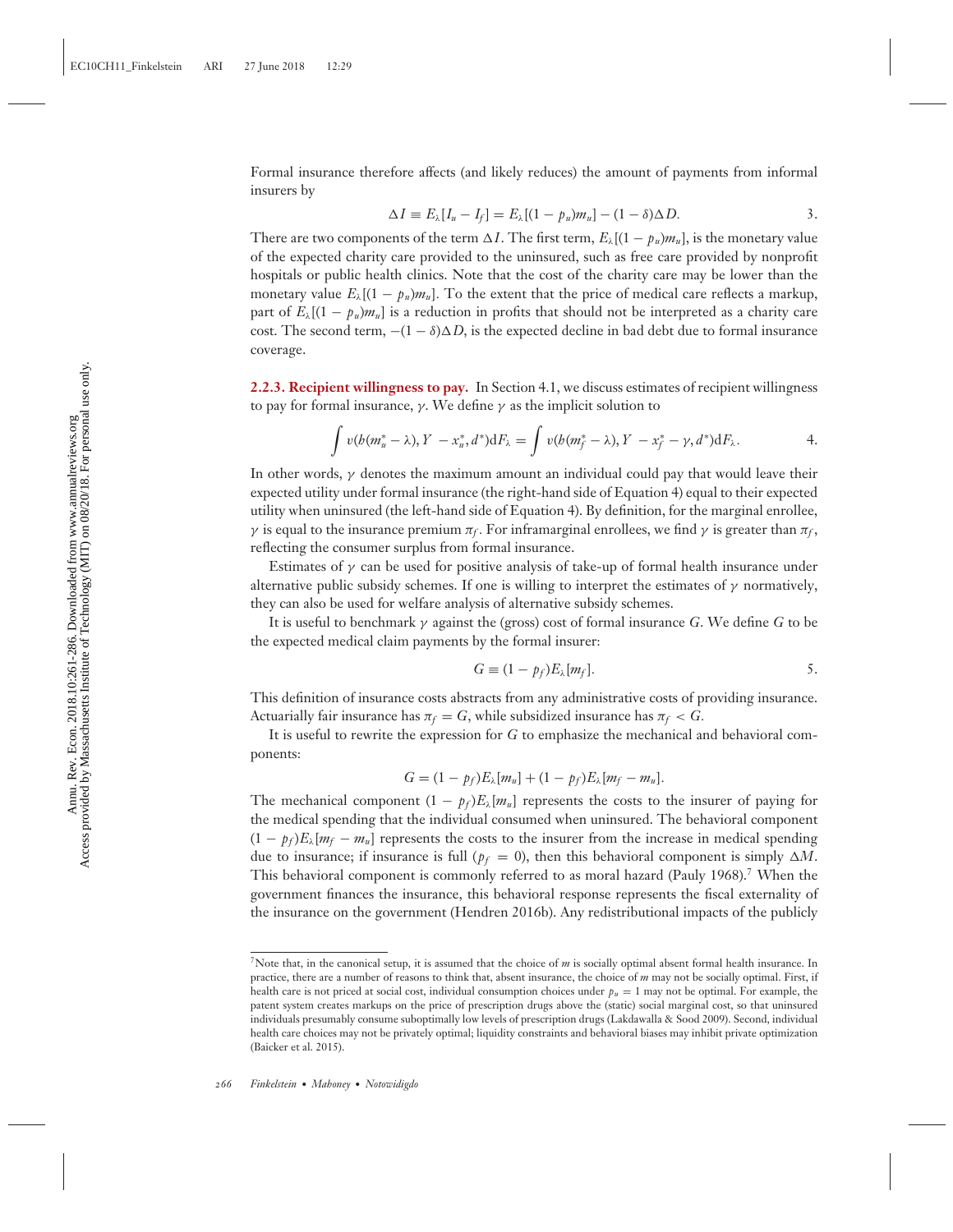Formal insurance therefore affects (and likely reduces) the amount of payments from informal insurers by

$$\Delta I \equiv E_\lambda[I_u - I_f] = E_\lambda[(1-p_u)m_u] - (1-\delta)\Delta D. \tag{3}$$

There are two components of the term $\Delta I$. The first term, $E_\lambda[(1-p_u)m_u]$, is the monetary value of the expected charity care provided to the uninsured, such as free care provided by nonprofit hospitals or public health clinics. Note that the cost of the charity care may be lower than the monetary value $E_\lambda[(1-p_u)m_u]$. To the extent that the price of medical care reflects a markup, part of $E_\lambda[(1-p_u)m_u]$ is a reduction in profits that should not be interpreted as a charity care cost. The second term, $-(1-\delta)\Delta D$, is the expected decline in bad debt due to formal insurance coverage.

**2.2.3. Recipient willingness to pay.** In Section 4.1, we discuss estimates of recipient willingness to pay for formal insurance, $\gamma$. We define $\gamma$ as the implicit solution to

$$\int v(h(m_u^* - \lambda), Y - x_u^*, d^*)\mathrm{d}F_\lambda = \int v(h(m_f^* - \lambda), Y - x_f^* - \gamma, d^*)\mathrm{d}F_\lambda. \tag{4}$$

In other words, $\gamma$ denotes the maximum amount an individual could pay that would leave their expected utility under formal insurance (the right-hand side of Equation 4) equal to their expected utility when uninsured (the left-hand side of Equation 4). By definition, for the marginal enrollee, $\gamma$ is equal to the insurance premium $\pi_f$. For inframarginal enrollees, we find $\gamma$ is greater than $\pi_f$, reflecting the consumer surplus from formal insurance.

Estimates of $\gamma$ can be used for positive analysis of take-up of formal health insurance under alternative public subsidy schemes. If one is willing to interpret the estimates of $\gamma$ normatively, they can also be used for welfare analysis of alternative subsidy schemes.

It is useful to benchmark $\gamma$ against the (gross) cost of formal insurance $G$. We define $G$ to be the expected medical claim payments by the formal insurer:

$$G \equiv (1-p_f)E_\lambda[m_f]. \tag{5}$$

This definition of insurance costs abstracts from any administrative costs of providing insurance. Actuarially fair insurance has $\pi_f = G$, while subsidized insurance has $\pi_f < G$.

It is useful to rewrite the expression for $G$ to emphasize the mechanical and behavioral components:

$$G = (1-p_f)E_\lambda[m_u] + (1-p_f)E_\lambda[m_f - m_u].$$

The mechanical component $(1-p_f)E_\lambda[m_u]$ represents the costs to the insurer of paying for the medical spending that the individual consumed when uninsured. The behavioral component $(1-p_f)E_\lambda[m_f - m_u]$ represents the costs to the insurer from the increase in medical spending due to insurance; if insurance is full ($p_f = 0$), then this behavioral component is simply $\Delta M$. This behavioral component is commonly referred to as moral hazard (Pauly 1968).[7] When the government finances the insurance, this behavioral response represents the fiscal externality of the insurance on the government (Hendren 2016b). Any redistributional impacts of the publicly

---

[7] Note that, in the canonical setup, it is assumed that the choice of $m$ is socially optimal absent formal health insurance. In practice, there are a number of reasons to think that, absent insurance, the choice of $m$ may not be socially optimal. First, if health care is not priced at social cost, individual consumption choices under $p_u = 1$ may not be optimal. For example, the patent system creates markups on the price of prescription drugs above the (static) social marginal cost, so that uninsured individuals presumably consume suboptimally low levels of prescription drugs (Lakdawalla & Sood 2009). Second, individual health care choices may not be privately optimal; liquidity constraints and behavioral biases may inhibit private optimization (Baicker et al. 2015).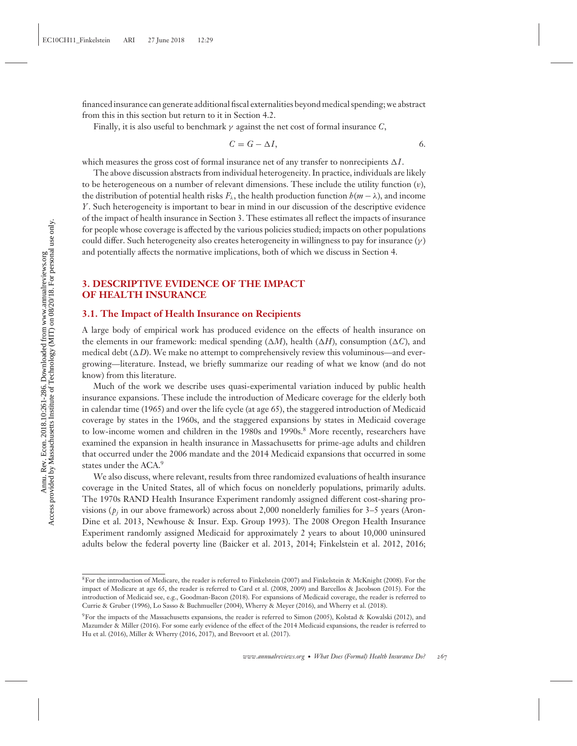financed insurance can generate additional fiscal externalities beyond medical spending; we abstract from this in this section but return to it in Section 4.2.

Finally, it is also useful to benchmark $\gamma$ against the net cost of formal insurance $C$,

$$C = G - \Delta I, \tag{6}$$

which measures the gross cost of formal insurance net of any transfer to nonrecipients $\Delta I$.

The above discussion abstracts from individual heterogeneity. In practice, individuals are likely to be heterogeneous on a number of relevant dimensions. These include the utility function ($v$), the distribution of potential health risks $F_\lambda$, the health production function $h(m - \lambda)$, and income $Y$. Such heterogeneity is important to bear in mind in our discussion of the descriptive evidence of the impact of health insurance in Section 3. These estimates all reflect the impacts of insurance for people whose coverage is affected by the various policies studied; impacts on other populations could differ. Such heterogeneity also creates heterogeneity in willingness to pay for insurance ($\gamma$) and potentially affects the normative implications, both of which we discuss in Section 4.

## 3. DESCRIPTIVE EVIDENCE OF THE IMPACT OF HEALTH INSURANCE

### 3.1. The Impact of Health Insurance on Recipients

A large body of empirical work has produced evidence on the effects of health insurance on the elements in our framework: medical spending ($\Delta M$), health ($\Delta H$), consumption ($\Delta C$), and medical debt ($\Delta D$). We make no attempt to comprehensively review this voluminous—and ever-growing—literature. Instead, we briefly summarize our reading of what we know (and do not know) from this literature.

Much of the work we describe uses quasi-experimental variation induced by public health insurance expansions. These include the introduction of Medicare coverage for the elderly both in calendar time (1965) and over the life cycle (at age 65), the staggered introduction of Medicaid coverage by states in the 1960s, and the staggered expansions by states in Medicaid coverage to low-income women and children in the 1980s and 1990s.[8] More recently, researchers have examined the expansion in health insurance in Massachusetts for prime-age adults and children that occurred under the 2006 mandate and the 2014 Medicaid expansions that occurred in some states under the ACA.[9]

We also discuss, where relevant, results from three randomized evaluations of health insurance coverage in the United States, all of which focus on nonelderly populations, primarily adults. The 1970s RAND Health Insurance Experiment randomly assigned different cost-sharing provisions ($p_j$ in our above framework) across about 2,000 nonelderly families for 3–5 years (Aron-Dine et al. 2013, Newhouse & Insur. Exp. Group 1993). The 2008 Oregon Health Insurance Experiment randomly assigned Medicaid for approximately 2 years to about 10,000 uninsured adults below the federal poverty line (Baicker et al. 2013, 2014; Finkelstein et al. 2012, 2016;

---

[8] For the introduction of Medicare, the reader is referred to Finkelstein (2007) and Finkelstein & McKnight (2008). For the impact of Medicare at age 65, the reader is referred to Card et al. (2008, 2009) and Barcellos & Jacobson (2015). For the introduction of Medicaid see, e.g., Goodman-Bacon (2018). For expansions of Medicaid coverage, the reader is referred to Currie & Gruber (1996), Lo Sasso & Buchmueller (2004), Wherry & Meyer (2016), and Wherry et al. (2018).

[9] For the impacts of the Massachusetts expansions, the reader is referred to Simon (2005), Kolstad & Kowalski (2012), and Mazumder & Miller (2016). For some early evidence of the effect of the 2014 Medicaid expansions, the reader is referred to Hu et al. (2016), Miller & Wherry (2016, 2017), and Brevoort et al. (2017).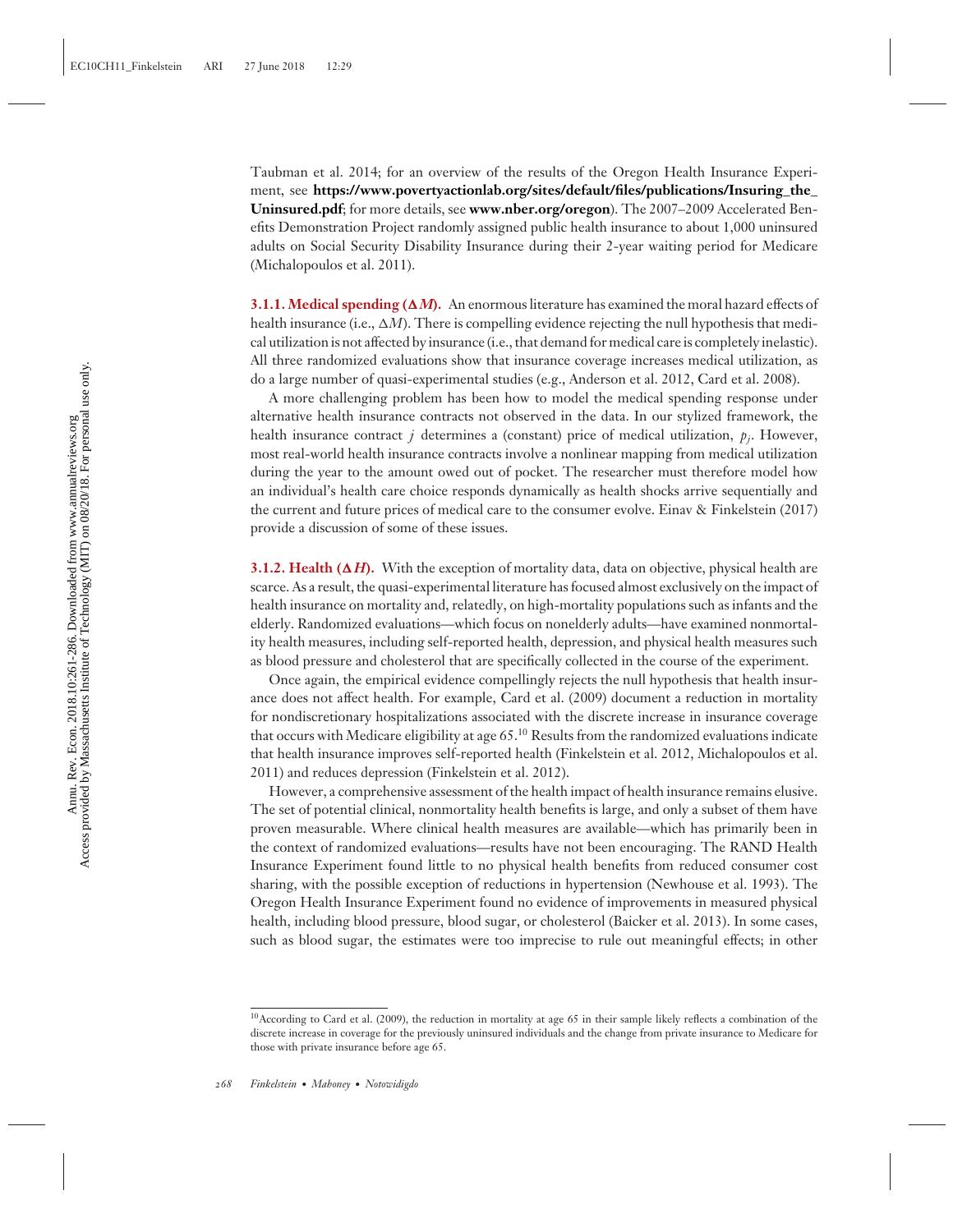Taubman et al. 2014; for an overview of the results of the Oregon Health Insurance Experiment, see **https://www.povertyactionlab.org/sites/default/files/publications/Insuring_the_Uninsured.pdf**; for more details, see **www.nber.org/oregon**). The 2007–2009 Accelerated Benefits Demonstration Project randomly assigned public health insurance to about 1,000 uninsured adults on Social Security Disability Insurance during their 2-year waiting period for Medicare (Michalopoulos et al. 2011).

**3.1.1. Medical spending ($\Delta M$).** An enormous literature has examined the moral hazard effects of health insurance (i.e., $\Delta M$). There is compelling evidence rejecting the null hypothesis that medical utilization is not affected by insurance (i.e., that demand for medical care is completely inelastic). All three randomized evaluations show that insurance coverage increases medical utilization, as do a large number of quasi-experimental studies (e.g., Anderson et al. 2012, Card et al. 2008).

A more challenging problem has been how to model the medical spending response under alternative health insurance contracts not observed in the data. In our stylized framework, the health insurance contract $j$ determines a (constant) price of medical utilization, $p_j$. However, most real-world health insurance contracts involve a nonlinear mapping from medical utilization during the year to the amount owed out of pocket. The researcher must therefore model how an individual's health care choice responds dynamically as health shocks arrive sequentially and the current and future prices of medical care to the consumer evolve. Einav & Finkelstein (2017) provide a discussion of some of these issues.

**3.1.2. Health ($\Delta H$).** With the exception of mortality data, data on objective, physical health are scarce. As a result, the quasi-experimental literature has focused almost exclusively on the impact of health insurance on mortality and, relatedly, on high-mortality populations such as infants and the elderly. Randomized evaluations—which focus on nonelderly adults—have examined nonmortality health measures, including self-reported health, depression, and physical health measures such as blood pressure and cholesterol that are specifically collected in the course of the experiment.

Once again, the empirical evidence compellingly rejects the null hypothesis that health insurance does not affect health. For example, Card et al. (2009) document a reduction in mortality for nondiscretionary hospitalizations associated with the discrete increase in insurance coverage that occurs with Medicare eligibility at age 65.[10] Results from the randomized evaluations indicate that health insurance improves self-reported health (Finkelstein et al. 2012, Michalopoulos et al. 2011) and reduces depression (Finkelstein et al. 2012).

However, a comprehensive assessment of the health impact of health insurance remains elusive. The set of potential clinical, nonmortality health benefits is large, and only a subset of them have proven measurable. Where clinical health measures are available—which has primarily been in the context of randomized evaluations—results have not been encouraging. The RAND Health Insurance Experiment found little to no physical health benefits from reduced consumer cost sharing, with the possible exception of reductions in hypertension (Newhouse et al. 1993). The Oregon Health Insurance Experiment found no evidence of improvements in measured physical health, including blood pressure, blood sugar, or cholesterol (Baicker et al. 2013). In some cases, such as blood sugar, the estimates were too imprecise to rule out meaningful effects; in other

[10] According to Card et al. (2009), the reduction in mortality at age 65 in their sample likely reflects a combination of the discrete increase in coverage for the previously uninsured individuals and the change from private insurance to Medicare for those with private insurance before age 65.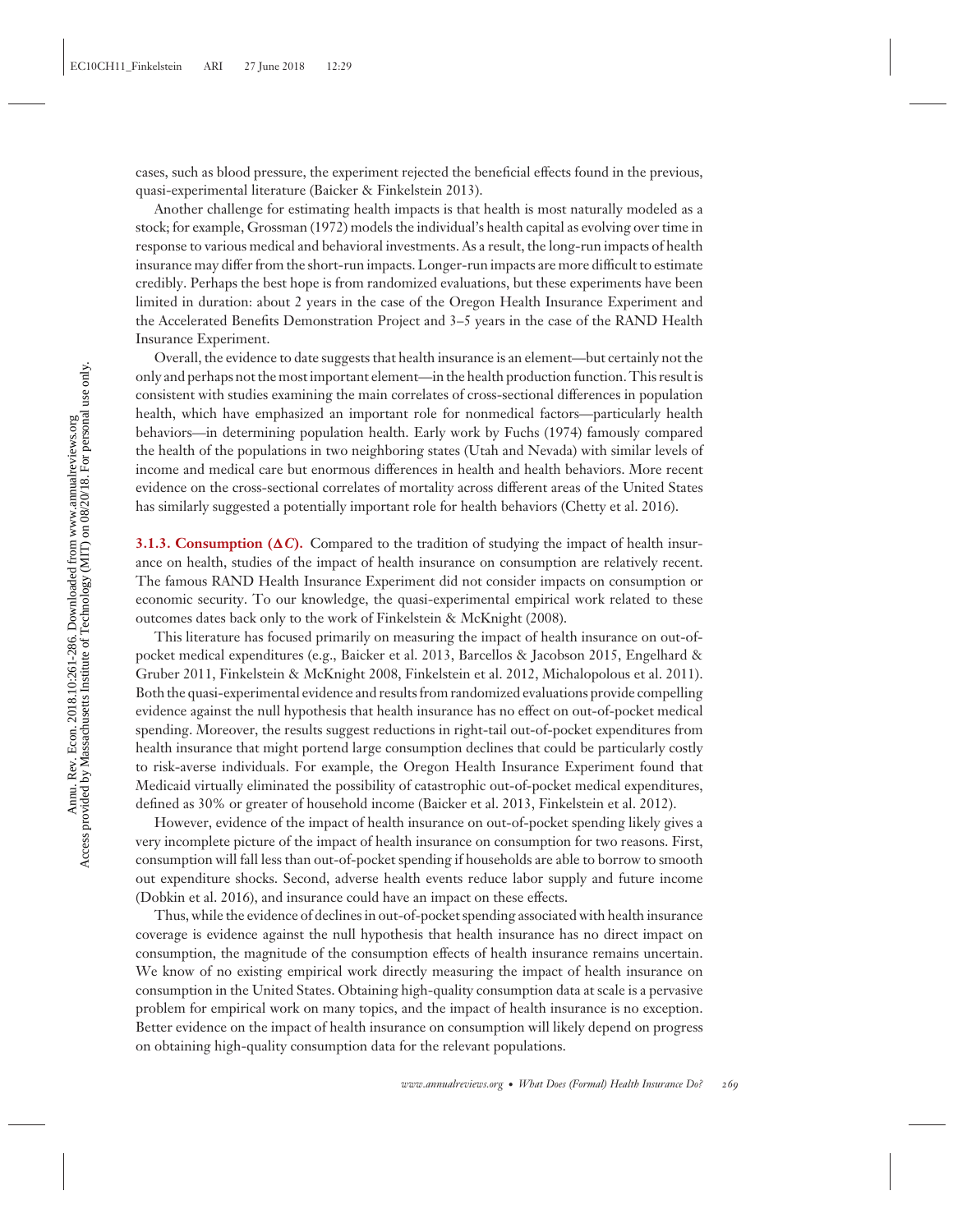cases, such as blood pressure, the experiment rejected the beneficial effects found in the previous, quasi-experimental literature (Baicker & Finkelstein 2013).

Another challenge for estimating health impacts is that health is most naturally modeled as a stock; for example, Grossman (1972) models the individual's health capital as evolving over time in response to various medical and behavioral investments. As a result, the long-run impacts of health insurance may differ from the short-run impacts. Longer-run impacts are more difficult to estimate credibly. Perhaps the best hope is from randomized evaluations, but these experiments have been limited in duration: about 2 years in the case of the Oregon Health Insurance Experiment and the Accelerated Benefits Demonstration Project and 3–5 years in the case of the RAND Health Insurance Experiment.

Overall, the evidence to date suggests that health insurance is an element—but certainly not the only and perhaps not the most important element—in the health production function. This result is consistent with studies examining the main correlates of cross-sectional differences in population health, which have emphasized an important role for nonmedical factors—particularly health behaviors—in determining population health. Early work by Fuchs (1974) famously compared the health of the populations in two neighboring states (Utah and Nevada) with similar levels of income and medical care but enormous differences in health and health behaviors. More recent evidence on the cross-sectional correlates of mortality across different areas of the United States has similarly suggested a potentially important role for health behaviors (Chetty et al. 2016).

**3.1.3. Consumption ($\Delta C$).** Compared to the tradition of studying the impact of health insurance on health, studies of the impact of health insurance on consumption are relatively recent. The famous RAND Health Insurance Experiment did not consider impacts on consumption or economic security. To our knowledge, the quasi-experimental empirical work related to these outcomes dates back only to the work of Finkelstein & McKnight (2008).

This literature has focused primarily on measuring the impact of health insurance on out-of-pocket medical expenditures (e.g., Baicker et al. 2013, Barcellos & Jacobson 2015, Engelhard & Gruber 2011, Finkelstein & McKnight 2008, Finkelstein et al. 2012, Michalopolous et al. 2011). Both the quasi-experimental evidence and results from randomized evaluations provide compelling evidence against the null hypothesis that health insurance has no effect on out-of-pocket medical spending. Moreover, the results suggest reductions in right-tail out-of-pocket expenditures from health insurance that might portend large consumption declines that could be particularly costly to risk-averse individuals. For example, the Oregon Health Insurance Experiment found that Medicaid virtually eliminated the possibility of catastrophic out-of-pocket medical expenditures, defined as 30% or greater of household income (Baicker et al. 2013, Finkelstein et al. 2012).

However, evidence of the impact of health insurance on out-of-pocket spending likely gives a very incomplete picture of the impact of health insurance on consumption for two reasons. First, consumption will fall less than out-of-pocket spending if households are able to borrow to smooth out expenditure shocks. Second, adverse health events reduce labor supply and future income (Dobkin et al. 2016), and insurance could have an impact on these effects.

Thus, while the evidence of declines in out-of-pocket spending associated with health insurance coverage is evidence against the null hypothesis that health insurance has no direct impact on consumption, the magnitude of the consumption effects of health insurance remains uncertain. We know of no existing empirical work directly measuring the impact of health insurance on consumption in the United States. Obtaining high-quality consumption data at scale is a pervasive problem for empirical work on many topics, and the impact of health insurance is no exception. Better evidence on the impact of health insurance on consumption will likely depend on progress on obtaining high-quality consumption data for the relevant populations.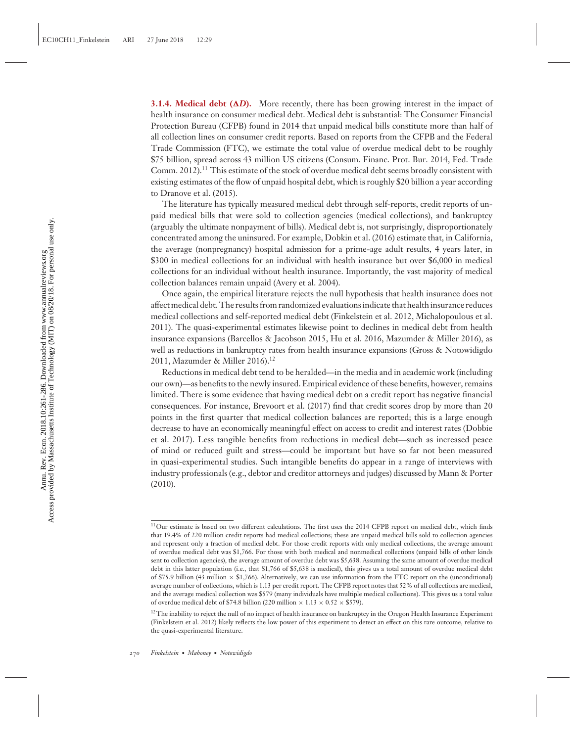**3.1.4. Medical debt ($\Delta D$).** More recently, there has been growing interest in the impact of health insurance on consumer medical debt. Medical debt is substantial: The Consumer Financial Protection Bureau (CFPB) found in 2014 that unpaid medical bills constitute more than half of all collection lines on consumer credit reports. Based on reports from the CFPB and the Federal Trade Commission (FTC), we estimate the total value of overdue medical debt to be roughly $75 billion, spread across 43 million US citizens (Consum. Financ. Prot. Bur. 2014, Fed. Trade Comm. 2012).[11] This estimate of the stock of overdue medical debt seems broadly consistent with existing estimates of the flow of unpaid hospital debt, which is roughly $20 billion a year according to Dranove et al. (2015).

The literature has typically measured medical debt through self-reports, credit reports of unpaid medical bills that were sold to collection agencies (medical collections), and bankruptcy (arguably the ultimate nonpayment of bills). Medical debt is, not surprisingly, disproportionately concentrated among the uninsured. For example, Dobkin et al. (2016) estimate that, in California, the average (nonpregnancy) hospital admission for a prime-age adult results, 4 years later, in $300 in medical collections for an individual with health insurance but over $6,000 in medical collections for an individual without health insurance. Importantly, the vast majority of medical collection balances remain unpaid (Avery et al. 2004).

Once again, the empirical literature rejects the null hypothesis that health insurance does not affect medical debt. The results from randomized evaluations indicate that health insurance reduces medical collections and self-reported medical debt (Finkelstein et al. 2012, Michalopoulous et al. 2011). The quasi-experimental estimates likewise point to declines in medical debt from health insurance expansions (Barcellos & Jacobson 2015, Hu et al. 2016, Mazumder & Miller 2016), as well as reductions in bankruptcy rates from health insurance expansions (Gross & Notowidigdo 2011, Mazumder & Miller 2016).[12]

Reductions in medical debt tend to be heralded—in the media and in academic work (including our own)—as benefits to the newly insured. Empirical evidence of these benefits, however, remains limited. There is some evidence that having medical debt on a credit report has negative financial consequences. For instance, Brevoort et al. (2017) find that credit scores drop by more than 20 points in the first quarter that medical collection balances are reported; this is a large enough decrease to have an economically meaningful effect on access to credit and interest rates (Dobbie et al. 2017). Less tangible benefits from reductions in medical debt—such as increased peace of mind or reduced guilt and stress—could be important but have so far not been measured in quasi-experimental studies. Such intangible benefits do appear in a range of interviews with industry professionals (e.g., debtor and creditor attorneys and judges) discussed by Mann & Porter (2010).

---

[11] Our estimate is based on two different calculations. The first uses the 2014 CFPB report on medical debt, which finds that 19.4% of 220 million credit reports had medical collections; these are unpaid medical bills sold to collection agencies and represent only a fraction of medical debt. For those credit reports with only medical collections, the average amount of overdue medical debt was $1,766. For those with both medical and nonmedical collections (unpaid bills of other kinds sent to collection agencies), the average amount of overdue debt was $5,638. Assuming the same amount of overdue medical debt in this latter population (i.e., that $1,766 of $5,638 is medical), this gives us a total amount of overdue medical debt of $75.9 billion (43 million × $1,766). Alternatively, we can use information from the FTC report on the (unconditional) average number of collections, which is 1.13 per credit report. The CFPB report notes that 52% of all collections are medical, and the average medical collection was $579 (many individuals have multiple medical collections). This gives us a total value of overdue medical debt of $74.8 billion (220 million × 1.13 × 0.52 × $579).

[12] The inability to reject the null of no impact of health insurance on bankruptcy in the Oregon Health Insurance Experiment (Finkelstein et al. 2012) likely reflects the low power of this experiment to detect an effect on this rare outcome, relative to the quasi-experimental literature.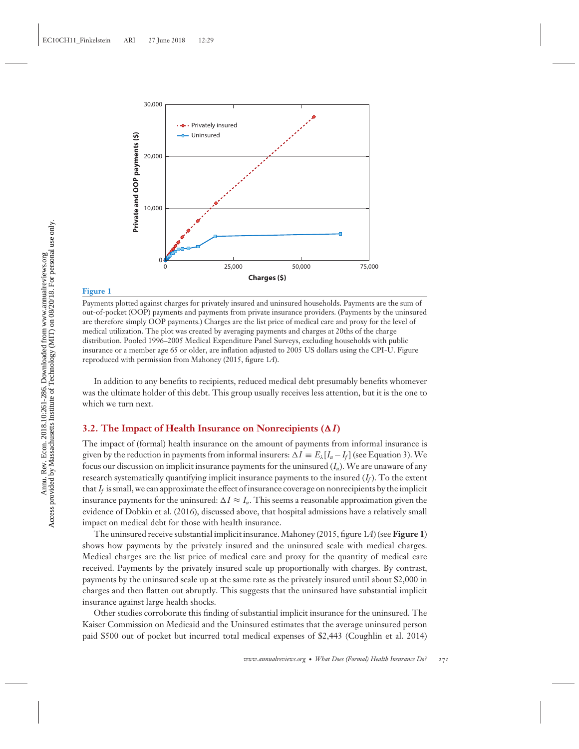**Figure 1**

Payments plotted against charges for privately insured and uninsured households. Payments are the sum of out-of-pocket (OOP) payments and payments from private insurance providers. (Payments by the uninsured are therefore simply OOP payments.) Charges are the list price of medical care and proxy for the level of medical utilization. The plot was created by averaging payments and charges at 20ths of the charge distribution. Pooled 1996–2005 Medical Expenditure Panel Surveys, excluding households with public insurance or a member age 65 or older, are inflation adjusted to 2005 US dollars using the CPI-U. Figure reproduced with permission from Mahoney (2015, figure 1*A*).

In addition to any benefits to recipients, reduced medical debt presumably benefits whomever was the ultimate holder of this debt. This group usually receives less attention, but it is the one to which we turn next.

## 3.2. The Impact of Health Insurance on Nonrecipients ($\Delta I$)

The impact of (formal) health insurance on the amount of payments from informal insurance is given by the reduction in payments from informal insurers: $\Delta I \equiv E_{\lambda}[I_u - I_f]$ (see Equation 3). We focus our discussion on implicit insurance payments for the uninsured ($I_u$). We are unaware of any research systematically quantifying implicit insurance payments to the insured ($I_f$). To the extent that $I_f$ is small, we can approximate the effect of insurance coverage on nonrecipients by the implicit insurance payments for the uninsured: $\Delta I \approx I_u$. This seems a reasonable approximation given the evidence of Dobkin et al. (2016), discussed above, that hospital admissions have a relatively small impact on medical debt for those with health insurance.

The uninsured receive substantial implicit insurance. Mahoney (2015, figure 1*A*) (see **Figure 1**) shows how payments by the privately insured and the uninsured scale with medical charges. Medical charges are the list price of medical care and proxy for the quantity of medical care received. Payments by the privately insured scale up proportionally with charges. By contrast, payments by the uninsured scale up at the same rate as the privately insured until about $2,000 in charges and then flatten out abruptly. This suggests that the uninsured have substantial implicit insurance against large health shocks.

Other studies corroborate this finding of substantial implicit insurance for the uninsured. The Kaiser Commission on Medicaid and the Uninsured estimates that the average uninsured person paid $500 out of pocket but incurred total medical expenses of $2,443 (Coughlin et al. 2014)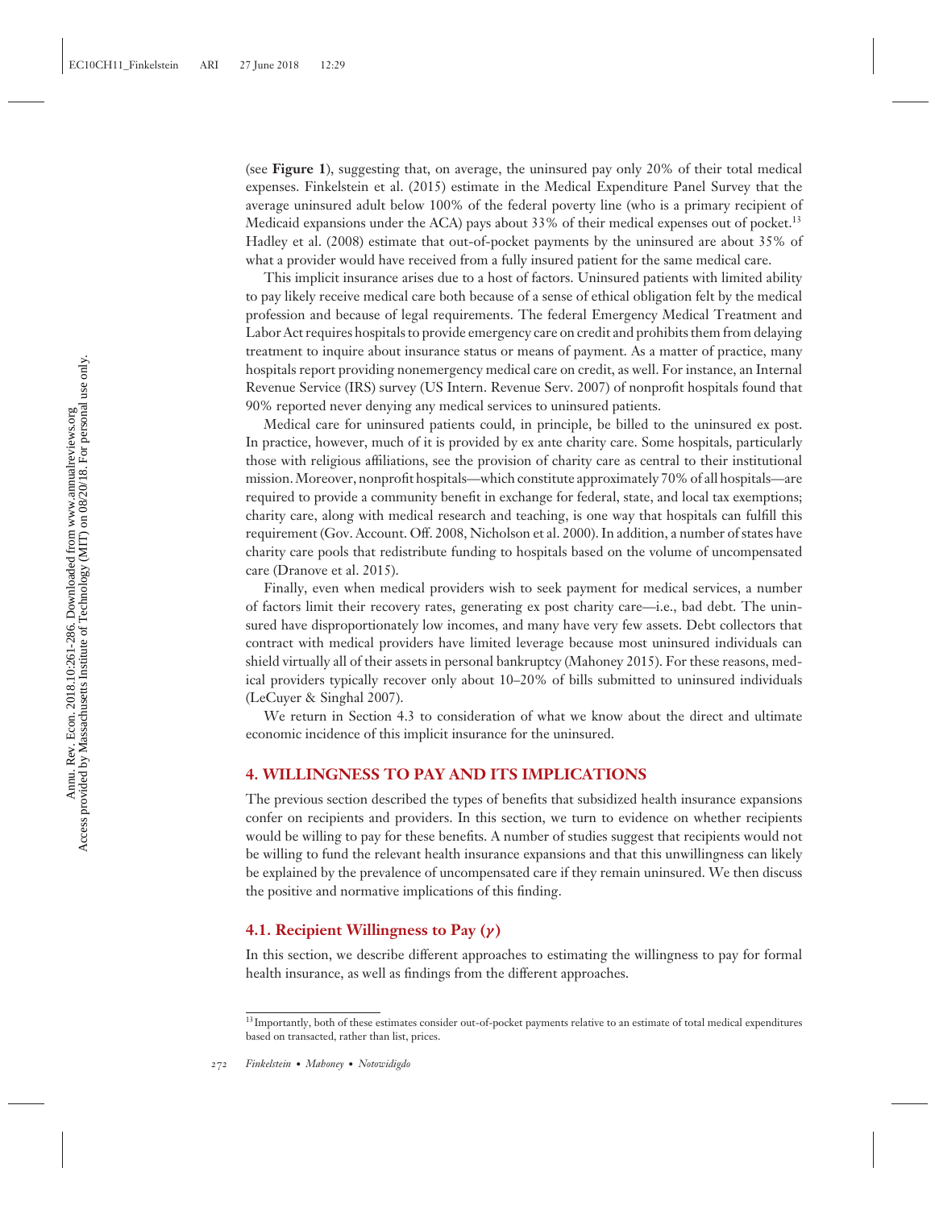(see **Figure 1**), suggesting that, on average, the uninsured pay only 20% of their total medical expenses. Finkelstein et al. (2015) estimate in the Medical Expenditure Panel Survey that the average uninsured adult below 100% of the federal poverty line (who is a primary recipient of Medicaid expansions under the ACA) pays about 33% of their medical expenses out of pocket.[13] Hadley et al. (2008) estimate that out-of-pocket payments by the uninsured are about 35% of what a provider would have received from a fully insured patient for the same medical care.

This implicit insurance arises due to a host of factors. Uninsured patients with limited ability to pay likely receive medical care both because of a sense of ethical obligation felt by the medical profession and because of legal requirements. The federal Emergency Medical Treatment and Labor Act requires hospitals to provide emergency care on credit and prohibits them from delaying treatment to inquire about insurance status or means of payment. As a matter of practice, many hospitals report providing nonemergency medical care on credit, as well. For instance, an Internal Revenue Service (IRS) survey (US Intern. Revenue Serv. 2007) of nonprofit hospitals found that 90% reported never denying any medical services to uninsured patients.

Medical care for uninsured patients could, in principle, be billed to the uninsured ex post. In practice, however, much of it is provided by ex ante charity care. Some hospitals, particularly those with religious affiliations, see the provision of charity care as central to their institutional mission. Moreover, nonprofit hospitals—which constitute approximately 70% of all hospitals—are required to provide a community benefit in exchange for federal, state, and local tax exemptions; charity care, along with medical research and teaching, is one way that hospitals can fulfill this requirement (Gov. Account. Off. 2008, Nicholson et al. 2000). In addition, a number of states have charity care pools that redistribute funding to hospitals based on the volume of uncompensated care (Dranove et al. 2015).

Finally, even when medical providers wish to seek payment for medical services, a number of factors limit their recovery rates, generating ex post charity care—i.e., bad debt. The uninsured have disproportionately low incomes, and many have very few assets. Debt collectors that contract with medical providers have limited leverage because most uninsured individuals can shield virtually all of their assets in personal bankruptcy (Mahoney 2015). For these reasons, medical providers typically recover only about 10–20% of bills submitted to uninsured individuals (LeCuyer & Singhal 2007).

We return in Section 4.3 to consideration of what we know about the direct and ultimate economic incidence of this implicit insurance for the uninsured.

## 4. WILLINGNESS TO PAY AND ITS IMPLICATIONS

The previous section described the types of benefits that subsidized health insurance expansions confer on recipients and providers. In this section, we turn to evidence on whether recipients would be willing to pay for these benefits. A number of studies suggest that recipients would not be willing to fund the relevant health insurance expansions and that this unwillingness can likely be explained by the prevalence of uncompensated care if they remain uninsured. We then discuss the positive and normative implications of this finding.

### 4.1. Recipient Willingness to Pay ($\gamma$)

In this section, we describe different approaches to estimating the willingness to pay for formal health insurance, as well as findings from the different approaches.

[13] Importantly, both of these estimates consider out-of-pocket payments relative to an estimate of total medical expenditures based on transacted, rather than list, prices.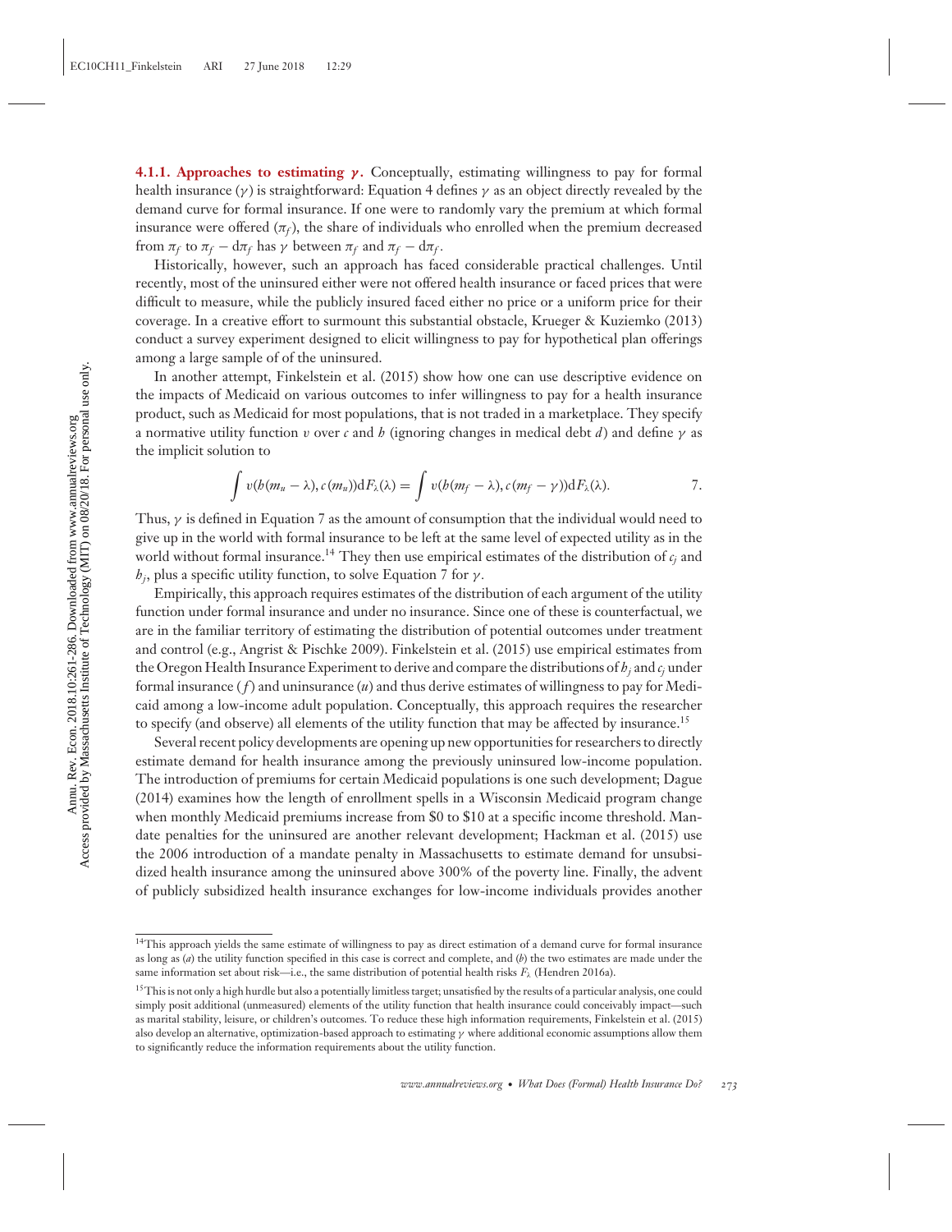**4.1.1. Approaches to estimating $\gamma$.** Conceptually, estimating willingness to pay for formal health insurance ($\gamma$) is straightforward: Equation 4 defines $\gamma$ as an object directly revealed by the demand curve for formal insurance. If one were to randomly vary the premium at which formal insurance were offered ($\pi_f$), the share of individuals who enrolled when the premium decreased from $\pi_f$ to $\pi_f - d\pi_f$ has $\gamma$ between $\pi_f$ and $\pi_f - d\pi_f$.

Historically, however, such an approach has faced considerable practical challenges. Until recently, most of the uninsured either were not offered health insurance or faced prices that were difficult to measure, while the publicly insured faced either no price or a uniform price for their coverage. In a creative effort to surmount this substantial obstacle, Krueger & Kuziemko (2013) conduct a survey experiment designed to elicit willingness to pay for hypothetical plan offerings among a large sample of of the uninsured.

In another attempt, Finkelstein et al. (2015) show how one can use descriptive evidence on the impacts of Medicaid on various outcomes to infer willingness to pay for a health insurance product, such as Medicaid for most populations, that is not traded in a marketplace. They specify a normative utility function $v$ over $c$ and $h$ (ignoring changes in medical debt $d$) and define $\gamma$ as the implicit solution to

$$\int v(h(m_u - \lambda), c(m_u))dF_\lambda(\lambda) = \int v(h(m_f - \lambda), c(m_f - \gamma))dF_\lambda(\lambda). \qquad 7.$$

Thus, $\gamma$ is defined in Equation 7 as the amount of consumption that the individual would need to give up in the world with formal insurance to be left at the same level of expected utility as in the world without formal insurance.[14] They then use empirical estimates of the distribution of $c_j$ and $h_j$, plus a specific utility function, to solve Equation 7 for $\gamma$.

Empirically, this approach requires estimates of the distribution of each argument of the utility function under formal insurance and under no insurance. Since one of these is counterfactual, we are in the familiar territory of estimating the distribution of potential outcomes under treatment and control (e.g., Angrist & Pischke 2009). Finkelstein et al. (2015) use empirical estimates from the Oregon Health Insurance Experiment to derive and compare the distributions of $h_j$ and $c_j$ under formal insurance ($f$) and uninsurance ($u$) and thus derive estimates of willingness to pay for Medicaid among a low-income adult population. Conceptually, this approach requires the researcher to specify (and observe) all elements of the utility function that may be affected by insurance.[15]

Several recent policy developments are opening up new opportunities for researchers to directly estimate demand for health insurance among the previously uninsured low-income population. The introduction of premiums for certain Medicaid populations is one such development; Dague (2014) examines how the length of enrollment spells in a Wisconsin Medicaid program change when monthly Medicaid premiums increase from \$0 to \$10 at a specific income threshold. Mandate penalties for the uninsured are another relevant development; Hackman et al. (2015) use the 2006 introduction of a mandate penalty in Massachusetts to estimate demand for unsubsidized health insurance among the uninsured above 300% of the poverty line. Finally, the advent of publicly subsidized health insurance exchanges for low-income individuals provides another

---

[14] This approach yields the same estimate of willingness to pay as direct estimation of a demand curve for formal insurance as long as (*a*) the utility function specified in this case is correct and complete, and (*b*) the two estimates are made under the same information set about risk—i.e., the same distribution of potential health risks $F_\lambda$ (Hendren 2016a).

[15] This is not only a high hurdle but also a potentially limitless target; unsatisfied by the results of a particular analysis, one could simply posit additional (unmeasured) elements of the utility function that health insurance could conceivably impact—such as marital stability, leisure, or children's outcomes. To reduce these high information requirements, Finkelstein et al. (2015) also develop an alternative, optimization-based approach to estimating $\gamma$ where additional economic assumptions allow them to significantly reduce the information requirements about the utility function.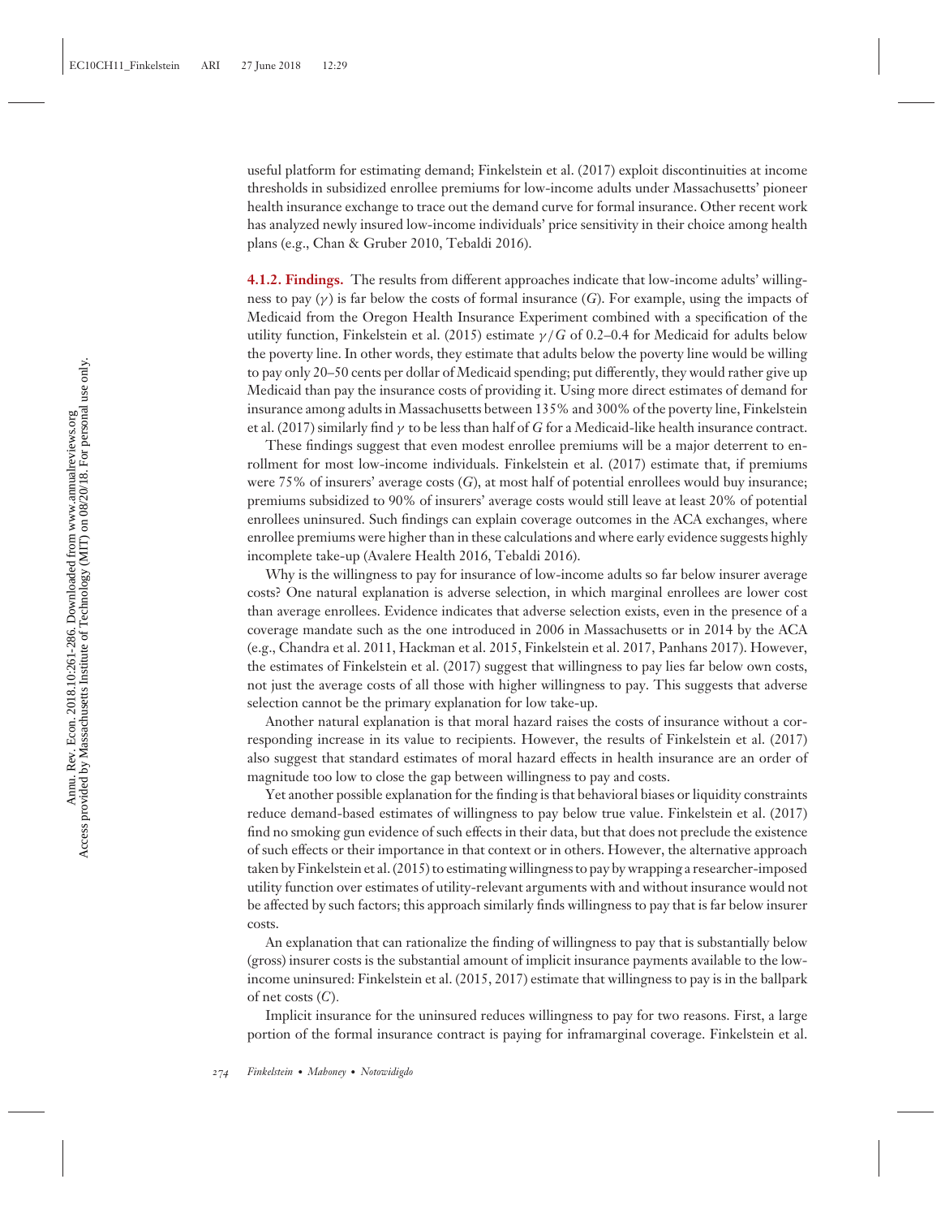useful platform for estimating demand; Finkelstein et al. (2017) exploit discontinuities at income thresholds in subsidized enrollee premiums for low-income adults under Massachusetts' pioneer health insurance exchange to trace out the demand curve for formal insurance. Other recent work has analyzed newly insured low-income individuals' price sensitivity in their choice among health plans (e.g., Chan & Gruber 2010, Tebaldi 2016).

**4.1.2. Findings.** The results from different approaches indicate that low-income adults' willingness to pay ($\gamma$) is far below the costs of formal insurance ($G$). For example, using the impacts of Medicaid from the Oregon Health Insurance Experiment combined with a specification of the utility function, Finkelstein et al. (2015) estimate $\gamma/G$ of 0.2–0.4 for Medicaid for adults below the poverty line. In other words, they estimate that adults below the poverty line would be willing to pay only 20–50 cents per dollar of Medicaid spending; put differently, they would rather give up Medicaid than pay the insurance costs of providing it. Using more direct estimates of demand for insurance among adults in Massachusetts between 135% and 300% of the poverty line, Finkelstein et al. (2017) similarly find $\gamma$ to be less than half of $G$ for a Medicaid-like health insurance contract.

These findings suggest that even modest enrollee premiums will be a major deterrent to enrollment for most low-income individuals. Finkelstein et al. (2017) estimate that, if premiums were 75% of insurers' average costs ($G$), at most half of potential enrollees would buy insurance; premiums subsidized to 90% of insurers' average costs would still leave at least 20% of potential enrollees uninsured. Such findings can explain coverage outcomes in the ACA exchanges, where enrollee premiums were higher than in these calculations and where early evidence suggests highly incomplete take-up (Avalere Health 2016, Tebaldi 2016).

Why is the willingness to pay for insurance of low-income adults so far below insurer average costs? One natural explanation is adverse selection, in which marginal enrollees are lower cost than average enrollees. Evidence indicates that adverse selection exists, even in the presence of a coverage mandate such as the one introduced in 2006 in Massachusetts or in 2014 by the ACA (e.g., Chandra et al. 2011, Hackman et al. 2015, Finkelstein et al. 2017, Panhans 2017). However, the estimates of Finkelstein et al. (2017) suggest that willingness to pay lies far below own costs, not just the average costs of all those with higher willingness to pay. This suggests that adverse selection cannot be the primary explanation for low take-up.

Another natural explanation is that moral hazard raises the costs of insurance without a corresponding increase in its value to recipients. However, the results of Finkelstein et al. (2017) also suggest that standard estimates of moral hazard effects in health insurance are an order of magnitude too low to close the gap between willingness to pay and costs.

Yet another possible explanation for the finding is that behavioral biases or liquidity constraints reduce demand-based estimates of willingness to pay below true value. Finkelstein et al. (2017) find no smoking gun evidence of such effects in their data, but that does not preclude the existence of such effects or their importance in that context or in others. However, the alternative approach taken by Finkelstein et al. (2015) to estimating willingness to pay by wrapping a researcher-imposed utility function over estimates of utility-relevant arguments with and without insurance would not be affected by such factors; this approach similarly finds willingness to pay that is far below insurer costs.

An explanation that can rationalize the finding of willingness to pay that is substantially below (gross) insurer costs is the substantial amount of implicit insurance payments available to the low-income uninsured: Finkelstein et al. (2015, 2017) estimate that willingness to pay is in the ballpark of net costs ($C$).

Implicit insurance for the uninsured reduces willingness to pay for two reasons. First, a large portion of the formal insurance contract is paying for inframarginal coverage. Finkelstein et al.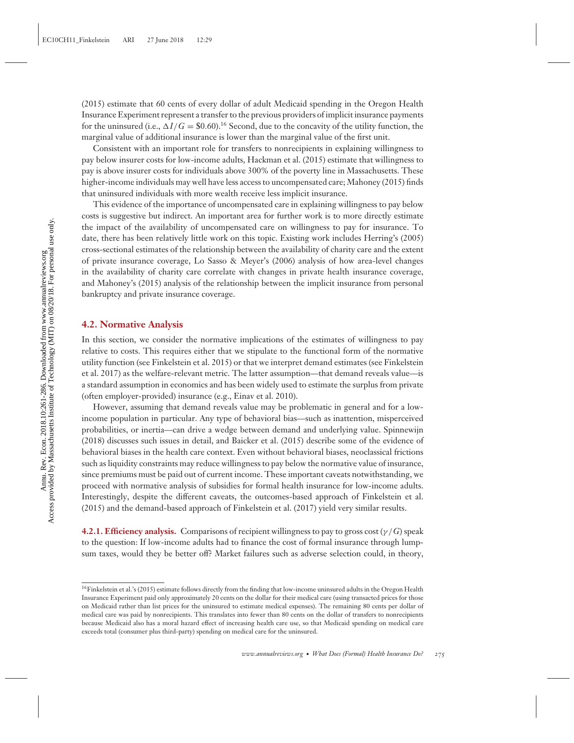(2015) estimate that 60 cents of every dollar of adult Medicaid spending in the Oregon Health Insurance Experiment represent a transfer to the previous providers of implicit insurance payments for the uninsured (i.e., $\Delta I/G = \$0.60$).[16] Second, due to the concavity of the utility function, the marginal value of additional insurance is lower than the marginal value of the first unit.

Consistent with an important role for transfers to nonrecipients in explaining willingness to pay below insurer costs for low-income adults, Hackman et al. (2015) estimate that willingness to pay is above insurer costs for individuals above 300% of the poverty line in Massachusetts. These higher-income individuals may well have less access to uncompensated care; Mahoney (2015) finds that uninsured individuals with more wealth receive less implicit insurance.

This evidence of the importance of uncompensated care in explaining willingness to pay below costs is suggestive but indirect. An important area for further work is to more directly estimate the impact of the availability of uncompensated care on willingness to pay for insurance. To date, there has been relatively little work on this topic. Existing work includes Herring's (2005) cross-sectional estimates of the relationship between the availability of charity care and the extent of private insurance coverage, Lo Sasso & Meyer's (2006) analysis of how area-level changes in the availability of charity care correlate with changes in private health insurance coverage, and Mahoney's (2015) analysis of the relationship between the implicit insurance from personal bankruptcy and private insurance coverage.

### 4.2. Normative Analysis

In this section, we consider the normative implications of the estimates of willingness to pay relative to costs. This requires either that we stipulate to the functional form of the normative utility function (see Finkelstein et al. 2015) or that we interpret demand estimates (see Finkelstein et al. 2017) as the welfare-relevant metric. The latter assumption—that demand reveals value—is a standard assumption in economics and has been widely used to estimate the surplus from private (often employer-provided) insurance (e.g., Einav et al. 2010).

However, assuming that demand reveals value may be problematic in general and for a low-income population in particular. Any type of behavioral bias—such as inattention, misperceived probabilities, or inertia—can drive a wedge between demand and underlying value. Spinnewijn (2018) discusses such issues in detail, and Baicker et al. (2015) describe some of the evidence of behavioral biases in the health care context. Even without behavioral biases, neoclassical frictions such as liquidity constraints may reduce willingness to pay below the normative value of insurance, since premiums must be paid out of current income. These important caveats notwithstanding, we proceed with normative analysis of subsidies for formal health insurance for low-income adults. Interestingly, despite the different caveats, the outcomes-based approach of Finkelstein et al. (2015) and the demand-based approach of Finkelstein et al. (2017) yield very similar results.

**4.2.1. Efficiency analysis.** Comparisons of recipient willingness to pay to gross cost ($\gamma/G$) speak to the question: If low-income adults had to finance the cost of formal insurance through lump-sum taxes, would they be better off? Market failures such as adverse selection could, in theory,

[16] Finkelstein et al.'s (2015) estimate follows directly from the finding that low-income uninsured adults in the Oregon Health Insurance Experiment paid only approximately 20 cents on the dollar for their medical care (using transacted prices for those on Medicaid rather than list prices for the uninsured to estimate medical expenses). The remaining 80 cents per dollar of medical care was paid by nonrecipients. This translates into fewer than 80 cents on the dollar of transfers to nonrecipients because Medicaid also has a moral hazard effect of increasing health care use, so that Medicaid spending on medical care exceeds total (consumer plus third-party) spending on medical care for the uninsured.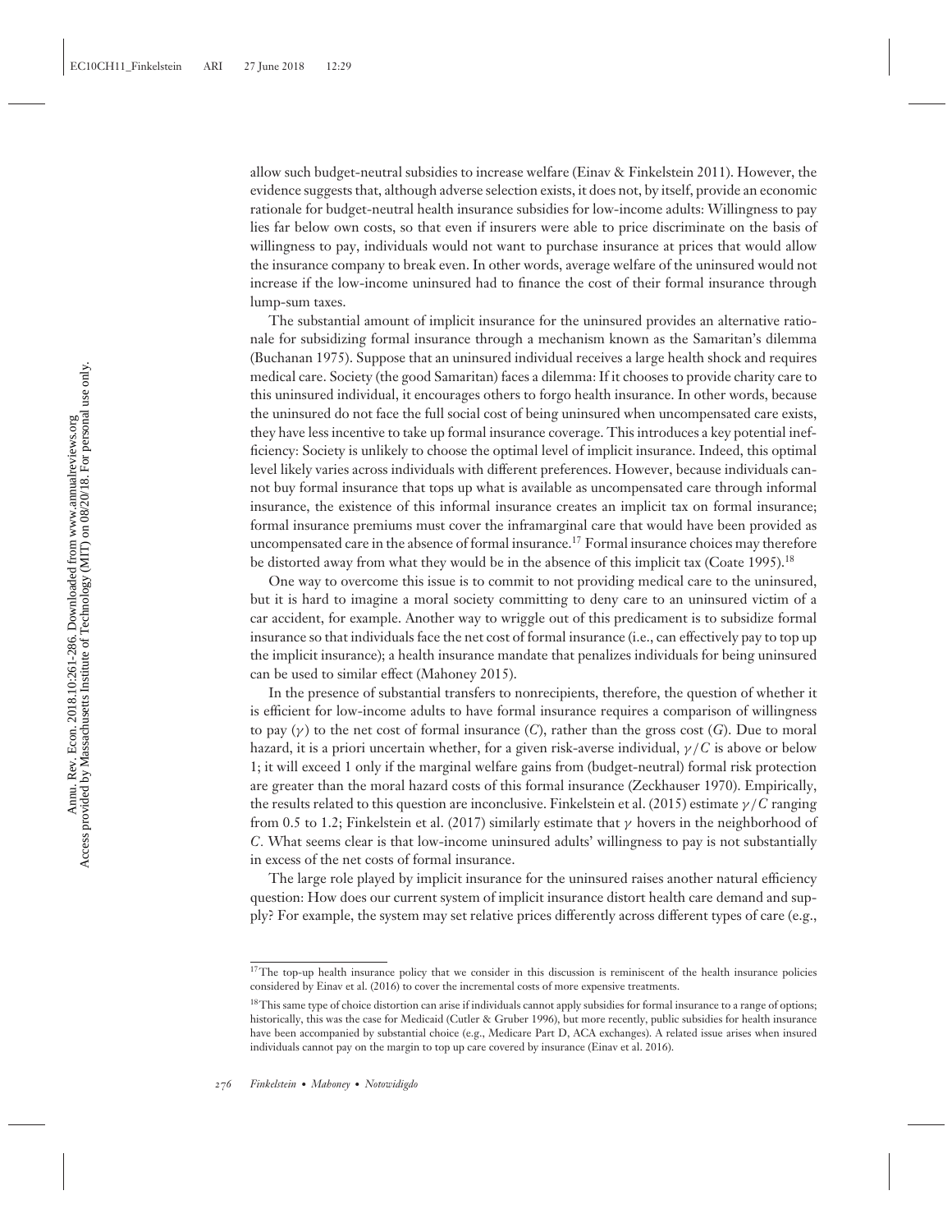allow such budget-neutral subsidies to increase welfare (Einav & Finkelstein 2011). However, the evidence suggests that, although adverse selection exists, it does not, by itself, provide an economic rationale for budget-neutral health insurance subsidies for low-income adults: Willingness to pay lies far below own costs, so that even if insurers were able to price discriminate on the basis of willingness to pay, individuals would not want to purchase insurance at prices that would allow the insurance company to break even. In other words, average welfare of the uninsured would not increase if the low-income uninsured had to finance the cost of their formal insurance through lump-sum taxes.

The substantial amount of implicit insurance for the uninsured provides an alternative rationale for subsidizing formal insurance through a mechanism known as the Samaritan's dilemma (Buchanan 1975). Suppose that an uninsured individual receives a large health shock and requires medical care. Society (the good Samaritan) faces a dilemma: If it chooses to provide charity care to this uninsured individual, it encourages others to forgo health insurance. In other words, because the uninsured do not face the full social cost of being uninsured when uncompensated care exists, they have less incentive to take up formal insurance coverage. This introduces a key potential inefficiency: Society is unlikely to choose the optimal level of implicit insurance. Indeed, this optimal level likely varies across individuals with different preferences. However, because individuals cannot buy formal insurance that tops up what is available as uncompensated care through informal insurance, the existence of this informal insurance creates an implicit tax on formal insurance; formal insurance premiums must cover the inframarginal care that would have been provided as uncompensated care in the absence of formal insurance.[17] Formal insurance choices may therefore be distorted away from what they would be in the absence of this implicit tax (Coate 1995).[18]

One way to overcome this issue is to commit to not providing medical care to the uninsured, but it is hard to imagine a moral society committing to deny care to an uninsured victim of a car accident, for example. Another way to wriggle out of this predicament is to subsidize formal insurance so that individuals face the net cost of formal insurance (i.e., can effectively pay to top up the implicit insurance); a health insurance mandate that penalizes individuals for being uninsured can be used to similar effect (Mahoney 2015).

In the presence of substantial transfers to nonrecipients, therefore, the question of whether it is efficient for low-income adults to have formal insurance requires a comparison of willingness to pay ($\gamma$) to the net cost of formal insurance ($C$), rather than the gross cost ($G$). Due to moral hazard, it is a priori uncertain whether, for a given risk-averse individual, $\gamma/C$ is above or below 1; it will exceed 1 only if the marginal welfare gains from (budget-neutral) formal risk protection are greater than the moral hazard costs of this formal insurance (Zeckhauser 1970). Empirically, the results related to this question are inconclusive. Finkelstein et al. (2015) estimate $\gamma/C$ ranging from 0.5 to 1.2; Finkelstein et al. (2017) similarly estimate that $\gamma$ hovers in the neighborhood of $C$. What seems clear is that low-income uninsured adults' willingness to pay is not substantially in excess of the net costs of formal insurance.

The large role played by implicit insurance for the uninsured raises another natural efficiency question: How does our current system of implicit insurance distort health care demand and supply? For example, the system may set relative prices differently across different types of care (e.g.,

[17]The top-up health insurance policy that we consider in this discussion is reminiscent of the health insurance policies considered by Einav et al. (2016) to cover the incremental costs of more expensive treatments.

[18]This same type of choice distortion can arise if individuals cannot apply subsidies for formal insurance to a range of options; historically, this was the case for Medicaid (Cutler & Gruber 1996), but more recently, public subsidies for health insurance have been accompanied by substantial choice (e.g., Medicare Part D, ACA exchanges). A related issue arises when insured individuals cannot pay on the margin to top up care covered by insurance (Einav et al. 2016).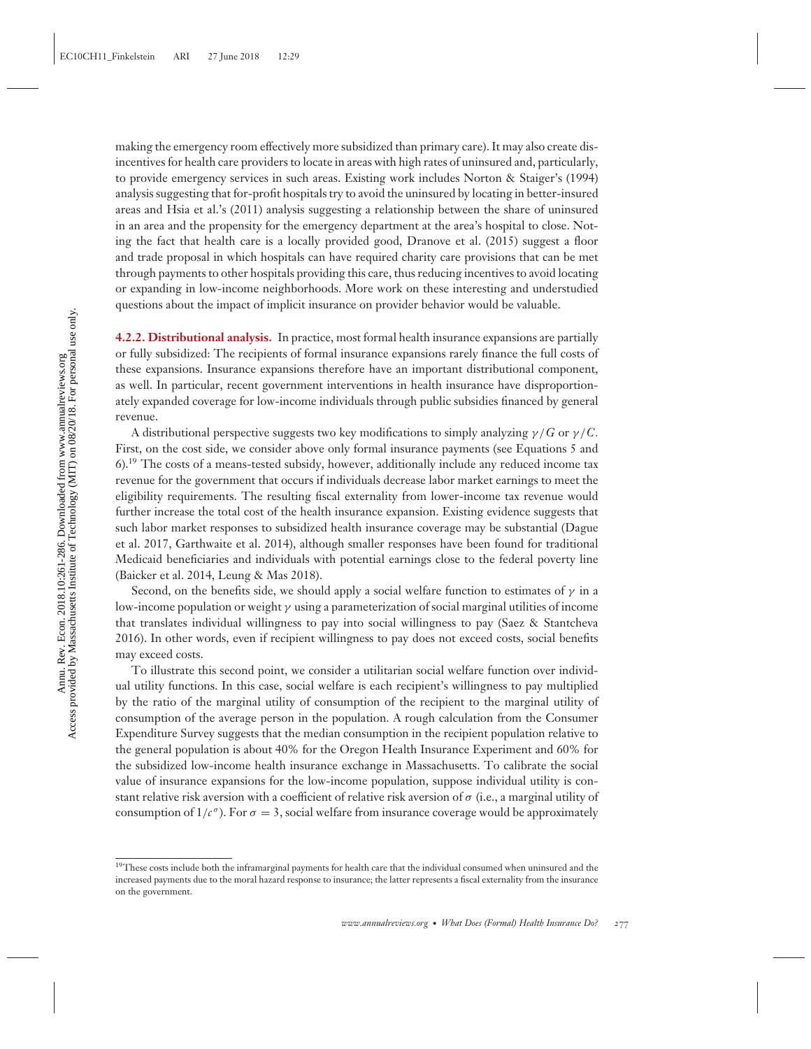making the emergency room effectively more subsidized than primary care). It may also create disincentives for health care providers to locate in areas with high rates of uninsured and, particularly, to provide emergency services in such areas. Existing work includes Norton & Staiger's (1994) analysis suggesting that for-profit hospitals try to avoid the uninsured by locating in better-insured areas and Hsia et al.'s (2011) analysis suggesting a relationship between the share of uninsured in an area and the propensity for the emergency department at the area's hospital to close. Noting the fact that health care is a locally provided good, Dranove et al. (2015) suggest a floor and trade proposal in which hospitals can have required charity care provisions that can be met through payments to other hospitals providing this care, thus reducing incentives to avoid locating or expanding in low-income neighborhoods. More work on these interesting and understudied questions about the impact of implicit insurance on provider behavior would be valuable.

**4.2.2. Distributional analysis.** In practice, most formal health insurance expansions are partially or fully subsidized: The recipients of formal insurance expansions rarely finance the full costs of these expansions. Insurance expansions therefore have an important distributional component, as well. In particular, recent government interventions in health insurance have disproportionately expanded coverage for low-income individuals through public subsidies financed by general revenue.

A distributional perspective suggests two key modifications to simply analyzing $\gamma/G$ or $\gamma/C$. First, on the cost side, we consider above only formal insurance payments (see Equations 5 and 6).[19] The costs of a means-tested subsidy, however, additionally include any reduced income tax revenue for the government that occurs if individuals decrease labor market earnings to meet the eligibility requirements. The resulting fiscal externality from lower-income tax revenue would further increase the total cost of the health insurance expansion. Existing evidence suggests that such labor market responses to subsidized health insurance coverage may be substantial (Dague et al. 2017, Garthwaite et al. 2014), although smaller responses have been found for traditional Medicaid beneficiaries and individuals with potential earnings close to the federal poverty line (Baicker et al. 2014, Leung & Mas 2018).

Second, on the benefits side, we should apply a social welfare function to estimates of $\gamma$ in a low-income population or weight $\gamma$ using a parameterization of social marginal utilities of income that translates individual willingness to pay into social willingness to pay (Saez & Stantcheva 2016). In other words, even if recipient willingness to pay does not exceed costs, social benefits may exceed costs.

To illustrate this second point, we consider a utilitarian social welfare function over individual utility functions. In this case, social welfare is each recipient's willingness to pay multiplied by the ratio of the marginal utility of consumption of the recipient to the marginal utility of consumption of the average person in the population. A rough calculation from the Consumer Expenditure Survey suggests that the median consumption in the recipient population relative to the general population is about 40% for the Oregon Health Insurance Experiment and 60% for the subsidized low-income health insurance exchange in Massachusetts. To calibrate the social value of insurance expansions for the low-income population, suppose individual utility is constant relative risk aversion with a coefficient of relative risk aversion of $\sigma$ (i.e., a marginal utility of consumption of $1/c^{\sigma}$). For $\sigma = 3$, social welfare from insurance coverage would be approximately

[19]These costs include both the inframarginal payments for health care that the individual consumed when uninsured and the increased payments due to the moral hazard response to insurance; the latter represents a fiscal externality from the insurance on the government.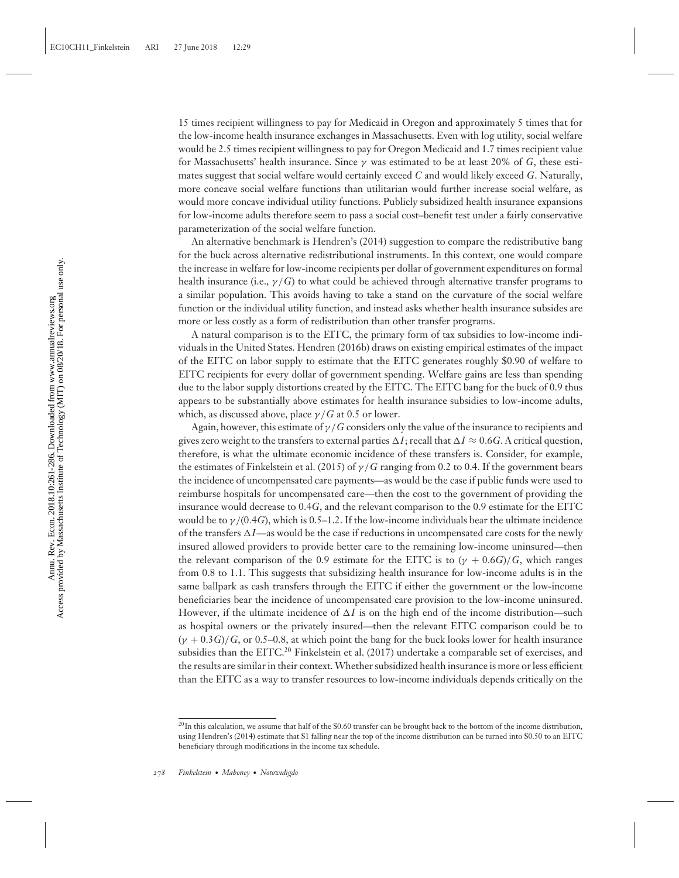15 times recipient willingness to pay for Medicaid in Oregon and approximately 5 times that for the low-income health insurance exchanges in Massachusetts. Even with log utility, social welfare would be 2.5 times recipient willingness to pay for Oregon Medicaid and 1.7 times recipient value for Massachusetts' health insurance. Since $\gamma$ was estimated to be at least 20% of $G$, these estimates suggest that social welfare would certainly exceed $C$ and would likely exceed $G$. Naturally, more concave social welfare functions than utilitarian would further increase social welfare, as would more concave individual utility functions. Publicly subsidized health insurance expansions for low-income adults therefore seem to pass a social cost–benefit test under a fairly conservative parameterization of the social welfare function.

An alternative benchmark is Hendren's (2014) suggestion to compare the redistributive bang for the buck across alternative redistributional instruments. In this context, one would compare the increase in welfare for low-income recipients per dollar of government expenditures on formal health insurance (i.e., $\gamma/G$) to what could be achieved through alternative transfer programs to a similar population. This avoids having to take a stand on the curvature of the social welfare function or the individual utility function, and instead asks whether health insurance subsides are more or less costly as a form of redistribution than other transfer programs.

A natural comparison is to the EITC, the primary form of tax subsidies to low-income individuals in the United States. Hendren (2016b) draws on existing empirical estimates of the impact of the EITC on labor supply to estimate that the EITC generates roughly \$0.90 of welfare to EITC recipients for every dollar of government spending. Welfare gains are less than spending due to the labor supply distortions created by the EITC. The EITC bang for the buck of 0.9 thus appears to be substantially above estimates for health insurance subsidies to low-income adults, which, as discussed above, place $\gamma/G$ at 0.5 or lower.

Again, however, this estimate of $\gamma/G$ considers only the value of the insurance to recipients and gives zero weight to the transfers to external parties $\Delta I$; recall that $\Delta I \approx 0.6G$. A critical question, therefore, is what the ultimate economic incidence of these transfers is. Consider, for example, the estimates of Finkelstein et al. (2015) of $\gamma/G$ ranging from 0.2 to 0.4. If the government bears the incidence of uncompensated care payments—as would be the case if public funds were used to reimburse hospitals for uncompensated care—then the cost to the government of providing the insurance would decrease to $0.4G$, and the relevant comparison to the 0.9 estimate for the EITC would be to $\gamma/(0.4G)$, which is 0.5–1.2. If the low-income individuals bear the ultimate incidence of the transfers $\Delta I$—as would be the case if reductions in uncompensated care costs for the newly insured allowed providers to provide better care to the remaining low-income uninsured—then the relevant comparison of the 0.9 estimate for the EITC is to $(\gamma + 0.6G)/G$, which ranges from 0.8 to 1.1. This suggests that subsidizing health insurance for low-income adults is in the same ballpark as cash transfers through the EITC if either the government or the low-income beneficiaries bear the incidence of uncompensated care provision to the low-income uninsured. However, if the ultimate incidence of $\Delta I$ is on the high end of the income distribution—such as hospital owners or the privately insured—then the relevant EITC comparison could be to $(\gamma + 0.3G)/G$, or 0.5–0.8, at which point the bang for the buck looks lower for health insurance subsidies than the EITC.[20] Finkelstein et al. (2017) undertake a comparable set of exercises, and the results are similar in their context. Whether subsidized health insurance is more or less efficient than the EITC as a way to transfer resources to low-income individuals depends critically on the

[20] In this calculation, we assume that half of the \$0.60 transfer can be brought back to the bottom of the income distribution, using Hendren's (2014) estimate that \$1 falling near the top of the income distribution can be turned into \$0.50 to an EITC beneficiary through modifications in the income tax schedule.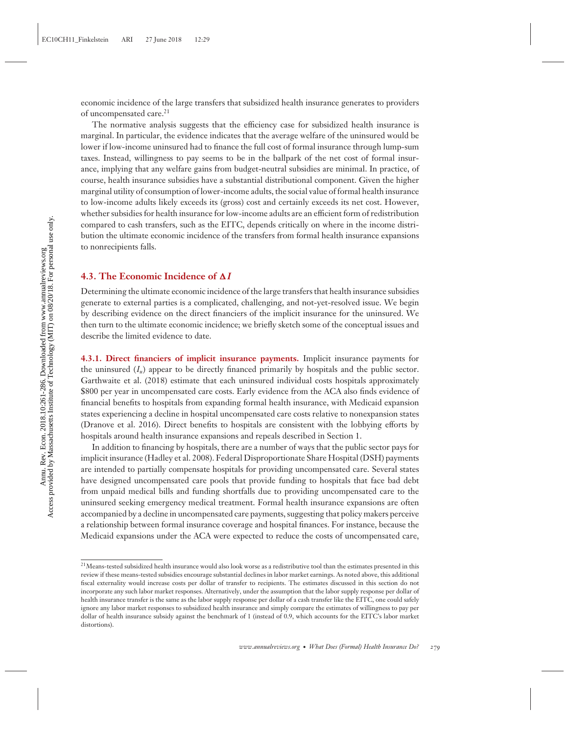economic incidence of the large transfers that subsidized health insurance generates to providers of uncompensated care.[21]

The normative analysis suggests that the efficiency case for subsidized health insurance is marginal. In particular, the evidence indicates that the average welfare of the uninsured would be lower if low-income uninsured had to finance the full cost of formal insurance through lump-sum taxes. Instead, willingness to pay seems to be in the ballpark of the net cost of formal insurance, implying that any welfare gains from budget-neutral subsidies are minimal. In practice, of course, health insurance subsidies have a substantial distributional component. Given the higher marginal utility of consumption of lower-income adults, the social value of formal health insurance to low-income adults likely exceeds its (gross) cost and certainly exceeds its net cost. However, whether subsidies for health insurance for low-income adults are an efficient form of redistribution compared to cash transfers, such as the EITC, depends critically on where in the income distribution the ultimate economic incidence of the transfers from formal health insurance expansions to nonrecipients falls.

## 4.3. The Economic Incidence of $\Delta I$

Determining the ultimate economic incidence of the large transfers that health insurance subsidies generate to external parties is a complicated, challenging, and not-yet-resolved issue. We begin by describing evidence on the direct financiers of the implicit insurance for the uninsured. We then turn to the ultimate economic incidence; we briefly sketch some of the conceptual issues and describe the limited evidence to date.

**4.3.1. Direct financiers of implicit insurance payments.** Implicit insurance payments for the uninsured ($I_u$) appear to be directly financed primarily by hospitals and the public sector. Garthwaite et al. (2018) estimate that each uninsured individual costs hospitals approximately \$800 per year in uncompensated care costs. Early evidence from the ACA also finds evidence of financial benefits to hospitals from expanding formal health insurance, with Medicaid expansion states experiencing a decline in hospital uncompensated care costs relative to nonexpansion states (Dranove et al. 2016). Direct benefits to hospitals are consistent with the lobbying efforts by hospitals around health insurance expansions and repeals described in Section 1.

In addition to financing by hospitals, there are a number of ways that the public sector pays for implicit insurance (Hadley et al. 2008). Federal Disproportionate Share Hospital (DSH) payments are intended to partially compensate hospitals for providing uncompensated care. Several states have designed uncompensated care pools that provide funding to hospitals that face bad debt from unpaid medical bills and funding shortfalls due to providing uncompensated care to the uninsured seeking emergency medical treatment. Formal health insurance expansions are often accompanied by a decline in uncompensated care payments, suggesting that policy makers perceive a relationship between formal insurance coverage and hospital finances. For instance, because the Medicaid expansions under the ACA were expected to reduce the costs of uncompensated care,

---

[21] Means-tested subsidized health insurance would also look worse as a redistributive tool than the estimates presented in this review if these means-tested subsidies encourage substantial declines in labor market earnings. As noted above, this additional fiscal externality would increase costs per dollar of transfer to recipients. The estimates discussed in this section do not incorporate any such labor market responses. Alternatively, under the assumption that the labor supply response per dollar of health insurance transfer is the same as the labor supply response per dollar of a cash transfer like the EITC, one could safely ignore any labor market responses to subsidized health insurance and simply compare the estimates of willingness to pay per dollar of health insurance subsidy against the benchmark of 1 (instead of 0.9, which accounts for the EITC's labor market distortions).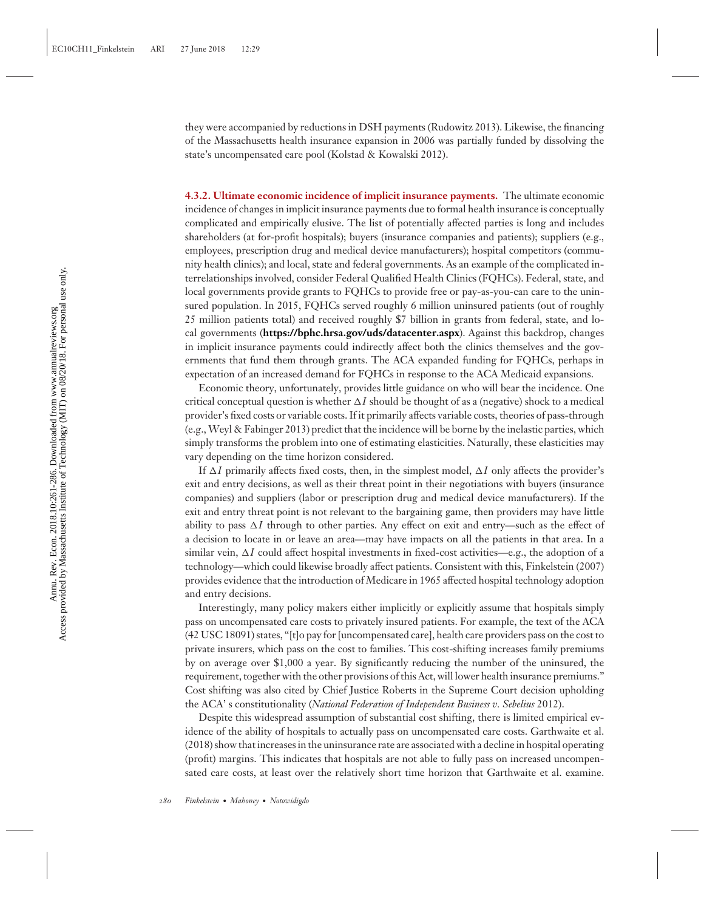they were accompanied by reductions in DSH payments (Rudowitz 2013). Likewise, the financing of the Massachusetts health insurance expansion in 2006 was partially funded by dissolving the state's uncompensated care pool (Kolstad & Kowalski 2012).

**4.3.2. Ultimate economic incidence of implicit insurance payments.** The ultimate economic incidence of changes in implicit insurance payments due to formal health insurance is conceptually complicated and empirically elusive. The list of potentially affected parties is long and includes shareholders (at for-profit hospitals); buyers (insurance companies and patients); suppliers (e.g., employees, prescription drug and medical device manufacturers); hospital competitors (community health clinics); and local, state and federal governments. As an example of the complicated interrelationships involved, consider Federal Qualified Health Clinics (FQHCs). Federal, state, and local governments provide grants to FQHCs to provide free or pay-as-you-can care to the uninsured population. In 2015, FQHCs served roughly 6 million uninsured patients (out of roughly 25 million patients total) and received roughly \$7 billion in grants from federal, state, and local governments (**https://bphc.hrsa.gov/uds/datacenter.aspx**). Against this backdrop, changes in implicit insurance payments could indirectly affect both the clinics themselves and the governments that fund them through grants. The ACA expanded funding for FQHCs, perhaps in expectation of an increased demand for FQHCs in response to the ACA Medicaid expansions.

Economic theory, unfortunately, provides little guidance on who will bear the incidence. One critical conceptual question is whether $\Delta I$ should be thought of as a (negative) shock to a medical provider's fixed costs or variable costs. If it primarily affects variable costs, theories of pass-through (e.g., Weyl & Fabinger 2013) predict that the incidence will be borne by the inelastic parties, which simply transforms the problem into one of estimating elasticities. Naturally, these elasticities may vary depending on the time horizon considered.

If $\Delta I$ primarily affects fixed costs, then, in the simplest model, $\Delta I$ only affects the provider's exit and entry decisions, as well as their threat point in their negotiations with buyers (insurance companies) and suppliers (labor or prescription drug and medical device manufacturers). If the exit and entry threat point is not relevant to the bargaining game, then providers may have little ability to pass $\Delta I$ through to other parties. Any effect on exit and entry—such as the effect of a decision to locate in or leave an area—may have impacts on all the patients in that area. In a similar vein, $\Delta I$ could affect hospital investments in fixed-cost activities—e.g., the adoption of a technology—which could likewise broadly affect patients. Consistent with this, Finkelstein (2007) provides evidence that the introduction of Medicare in 1965 affected hospital technology adoption and entry decisions.

Interestingly, many policy makers either implicitly or explicitly assume that hospitals simply pass on uncompensated care costs to privately insured patients. For example, the text of the ACA (42 USC 18091) states, "[t]o pay for [uncompensated care], health care providers pass on the cost to private insurers, which pass on the cost to families. This cost-shifting increases family premiums by on average over \$1,000 a year. By significantly reducing the number of the uninsured, the requirement, together with the other provisions of this Act, will lower health insurance premiums." Cost shifting was also cited by Chief Justice Roberts in the Supreme Court decision upholding the ACA' s constitutionality (*National Federation of Independent Business v. Sebelius* 2012).

Despite this widespread assumption of substantial cost shifting, there is limited empirical evidence of the ability of hospitals to actually pass on uncompensated care costs. Garthwaite et al. (2018) show that increases in the uninsurance rate are associated with a decline in hospital operating (profit) margins. This indicates that hospitals are not able to fully pass on increased uncompensated care costs, at least over the relatively short time horizon that Garthwaite et al. examine.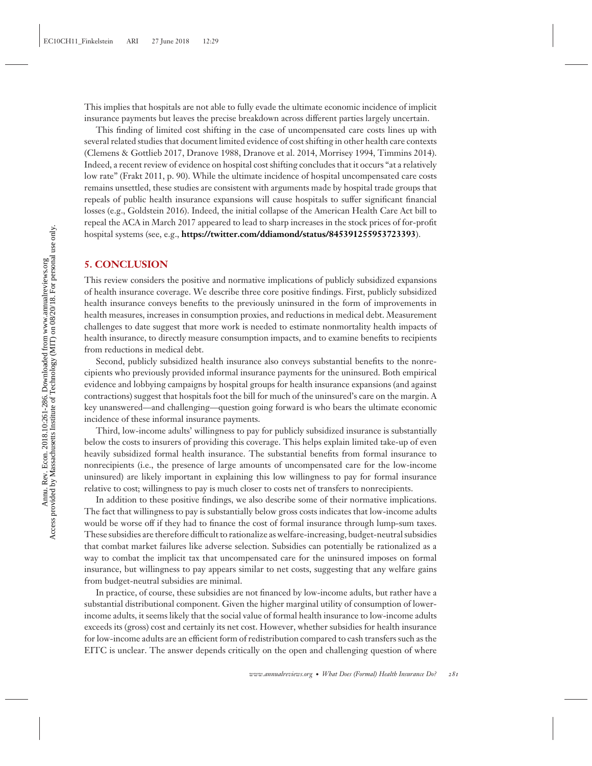This implies that hospitals are not able to fully evade the ultimate economic incidence of implicit insurance payments but leaves the precise breakdown across different parties largely uncertain.

This finding of limited cost shifting in the case of uncompensated care costs lines up with several related studies that document limited evidence of cost shifting in other health care contexts (Clemens & Gottlieb 2017, Dranove 1988, Dranove et al. 2014, Morrisey 1994, Timmins 2014). Indeed, a recent review of evidence on hospital cost shifting concludes that it occurs "at a relatively low rate" (Frakt 2011, p. 90). While the ultimate incidence of hospital uncompensated care costs remains unsettled, these studies are consistent with arguments made by hospital trade groups that repeals of public health insurance expansions will cause hospitals to suffer significant financial losses (e.g., Goldstein 2016). Indeed, the initial collapse of the American Health Care Act bill to repeal the ACA in March 2017 appeared to lead to sharp increases in the stock prices of for-profit hospital systems (see, e.g., **https://twitter.com/ddiamond/status/845391255953723393**).

## 5. CONCLUSION

This review considers the positive and normative implications of publicly subsidized expansions of health insurance coverage. We describe three core positive findings. First, publicly subsidized health insurance conveys benefits to the previously uninsured in the form of improvements in health measures, increases in consumption proxies, and reductions in medical debt. Measurement challenges to date suggest that more work is needed to estimate nonmortality health impacts of health insurance, to directly measure consumption impacts, and to examine benefits to recipients from reductions in medical debt.

Second, publicly subsidized health insurance also conveys substantial benefits to the nonrecipients who previously provided informal insurance payments for the uninsured. Both empirical evidence and lobbying campaigns by hospital groups for health insurance expansions (and against contractions) suggest that hospitals foot the bill for much of the uninsured's care on the margin. A key unanswered—and challenging—question going forward is who bears the ultimate economic incidence of these informal insurance payments.

Third, low-income adults' willingness to pay for publicly subsidized insurance is substantially below the costs to insurers of providing this coverage. This helps explain limited take-up of even heavily subsidized formal health insurance. The substantial benefits from formal insurance to nonrecipients (i.e., the presence of large amounts of uncompensated care for the low-income uninsured) are likely important in explaining this low willingness to pay for formal insurance relative to cost; willingness to pay is much closer to costs net of transfers to nonrecipients.

In addition to these positive findings, we also describe some of their normative implications. The fact that willingness to pay is substantially below gross costs indicates that low-income adults would be worse off if they had to finance the cost of formal insurance through lump-sum taxes. These subsidies are therefore difficult to rationalize as welfare-increasing, budget-neutral subsidies that combat market failures like adverse selection. Subsidies can potentially be rationalized as a way to combat the implicit tax that uncompensated care for the uninsured imposes on formal insurance, but willingness to pay appears similar to net costs, suggesting that any welfare gains from budget-neutral subsidies are minimal.

In practice, of course, these subsidies are not financed by low-income adults, but rather have a substantial distributional component. Given the higher marginal utility of consumption of lower-income adults, it seems likely that the social value of formal health insurance to low-income adults exceeds its (gross) cost and certainly its net cost. However, whether subsidies for health insurance for low-income adults are an efficient form of redistribution compared to cash transfers such as the EITC is unclear. The answer depends critically on the open and challenging question of where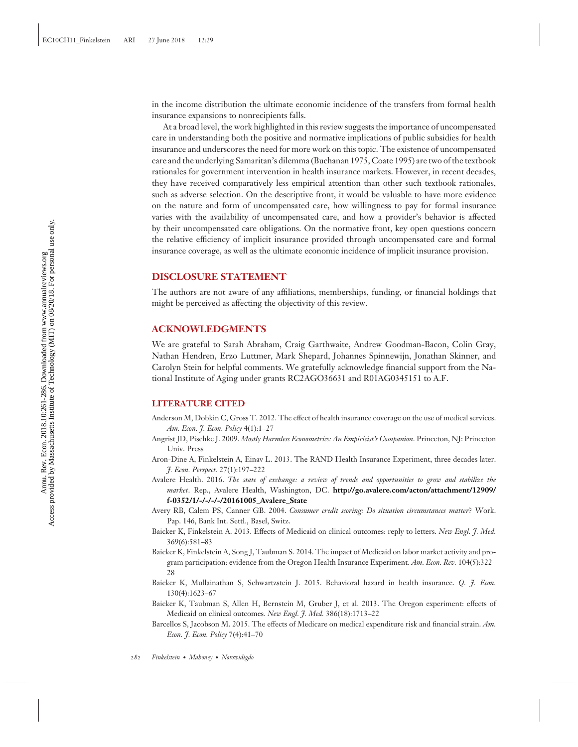in the income distribution the ultimate economic incidence of the transfers from formal health insurance expansions to nonrecipients falls.

At a broad level, the work highlighted in this review suggests the importance of uncompensated care in understanding both the positive and normative implications of public subsidies for health insurance and underscores the need for more work on this topic. The existence of uncompensated care and the underlying Samaritan's dilemma (Buchanan 1975, Coate 1995) are two of the textbook rationales for government intervention in health insurance markets. However, in recent decades, they have received comparatively less empirical attention than other such textbook rationales, such as adverse selection. On the descriptive front, it would be valuable to have more evidence on the nature and form of uncompensated care, how willingness to pay for formal insurance varies with the availability of uncompensated care, and how a provider's behavior is affected by their uncompensated care obligations. On the normative front, key open questions concern the relative efficiency of implicit insurance provided through uncompensated care and formal insurance coverage, as well as the ultimate economic incidence of implicit insurance provision.

## DISCLOSURE STATEMENT

The authors are not aware of any affiliations, memberships, funding, or financial holdings that might be perceived as affecting the objectivity of this review.

## ACKNOWLEDGMENTS

We are grateful to Sarah Abraham, Craig Garthwaite, Andrew Goodman-Bacon, Colin Gray, Nathan Hendren, Erzo Luttmer, Mark Shepard, Johannes Spinnewijn, Jonathan Skinner, and Carolyn Stein for helpful comments. We gratefully acknowledge financial support from the National Institute of Aging under grants RC2AGO36631 and R01AG0345151 to A.F.

## LITERATURE CITED

Anderson M, Dobkin C, Gross T. 2012. The effect of health insurance coverage on the use of medical services. *Am. Econ. J. Econ. Policy* 4(1):1–27

Angrist JD, Pischke J. 2009. *Mostly Harmless Econometrics: An Empiricist's Companion*. Princeton, NJ: Princeton Univ. Press

Aron-Dine A, Finkelstein A, Einav L. 2013. The RAND Health Insurance Experiment, three decades later. *J. Econ. Perspect.* 27(1):197–222

Avalere Health. 2016. *The state of exchange: a review of trends and opportunities to grow and stabilize the market*. Rep., Avalere Health, Washington, DC. **http://go.avalere.com/acton/attachment/12909/f-0352/1/-/-/-/-/20161005_Avalere_State**

Avery RB, Calem PS, Canner GB. 2004. *Consumer credit scoring: Do situation circumstances matter*? Work. Pap. 146, Bank Int. Settl., Basel, Switz.

Baicker K, Finkelstein A. 2013. Effects of Medicaid on clinical outcomes: reply to letters. *New Engl. J. Med.* 369(6):581–83

Baicker K, Finkelstein A, Song J, Taubman S. 2014. The impact of Medicaid on labor market activity and program participation: evidence from the Oregon Health Insurance Experiment. *Am. Econ. Rev.* 104(5):322–28

Baicker K, Mullainathan S, Schwartzstein J. 2015. Behavioral hazard in health insurance. *Q. J. Econ.* 130(4):1623–67

Baicker K, Taubman S, Allen H, Bernstein M, Gruber J, et al. 2013. The Oregon experiment: effects of Medicaid on clinical outcomes. *New Engl. J. Med.* 386(18):1713–22

Barcellos S, Jacobson M. 2015. The effects of Medicare on medical expenditure risk and financial strain. *Am. Econ. J. Econ. Policy* 7(4):41–70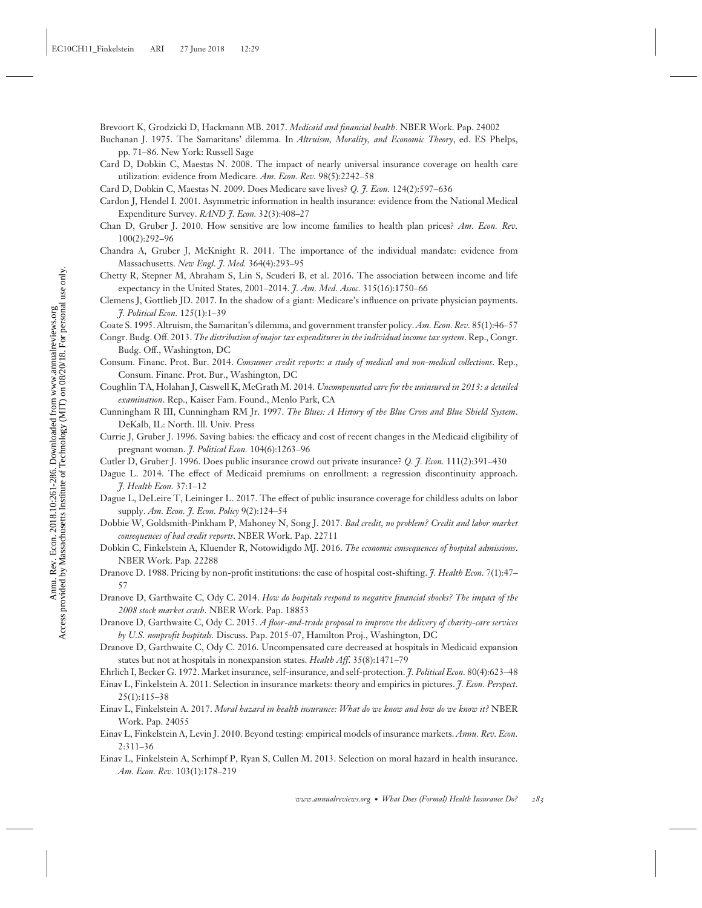Brevoort K, Grodzicki D, Hackmann MB. 2017. *Medicaid and financial health*. NBER Work. Pap. 24002

Buchanan J. 1975. The Samaritans' dilemma. In *Altruism, Morality, and Economic Theory*, ed. ES Phelps, pp. 71–86. New York: Russell Sage

Card D, Dobkin C, Maestas N. 2008. The impact of nearly universal insurance coverage on health care utilization: evidence from Medicare. *Am. Econ. Rev.* 98(5):2242–58

Card D, Dobkin C, Maestas N. 2009. Does Medicare save lives? *Q. J. Econ.* 124(2):597–636

Cardon J, Hendel I. 2001. Asymmetric information in health insurance: evidence from the National Medical Expenditure Survey. *RAND J. Econ.* 32(3):408–27

Chan D, Gruber J. 2010. How sensitive are low income families to health plan prices? *Am. Econ. Rev.* 100(2):292–96

Chandra A, Gruber J, McKnight R. 2011. The importance of the individual mandate: evidence from Massachusetts. *New Engl. J. Med.* 364(4):293–95

Chetty R, Stepner M, Abraham S, Lin S, Scuderi B, et al. 2016. The association between income and life expectancy in the United States, 2001–2014. *J. Am. Med. Assoc.* 315(16):1750–66

Clemens J, Gottlieb JD. 2017. In the shadow of a giant: Medicare's influence on private physician payments. *J. Political Econ.* 125(1):1–39

Coate S. 1995. Altruism, the Samaritan's dilemma, and government transfer policy. *Am. Econ. Rev.* 85(1):46–57

Congr. Budg. Off. 2013. *The distribution of major tax expenditures in the individual income tax system*. Rep., Congr. Budg. Off., Washington, DC

Consum. Financ. Prot. Bur. 2014. *Consumer credit reports: a study of medical and non-medical collections*. Rep., Consum. Financ. Prot. Bur., Washington, DC

Coughlin TA, Holahan J, Caswell K, McGrath M. 2014. *Uncompensated care for the uninsured in 2013: a detailed examination*. Rep., Kaiser Fam. Found., Menlo Park, CA

Cunningham R III, Cunningham RM Jr. 1997. *The Blues: A History of the Blue Cross and Blue Shield System*. DeKalb, IL: North. Ill. Univ. Press

Currie J, Gruber J. 1996. Saving babies: the efficacy and cost of recent changes in the Medicaid eligibility of pregnant woman. *J. Political Econ.* 104(6):1263–96

Cutler D, Gruber J. 1996. Does public insurance crowd out private insurance? *Q. J. Econ.* 111(2):391–430

Dague L. 2014. The effect of Medicaid premiums on enrollment: a regression discontinuity approach. *J. Health Econ.* 37:1–12

Dague L, DeLeire T, Leininger L. 2017. The effect of public insurance coverage for childless adults on labor supply. *Am. Econ. J. Econ. Policy* 9(2):124–54

Dobbie W, Goldsmith-Pinkham P, Mahoney N, Song J. 2017. *Bad credit, no problem? Credit and labor market consequences of bad credit reports*. NBER Work. Pap. 22711

Dobkin C, Finkelstein A, Kluender R, Notowidigdo MJ. 2016. *The economic consequences of hospital admissions*. NBER Work. Pap. 22288

Dranove D. 1988. Pricing by non-profit institutions: the case of hospital cost-shifting. *J. Health Econ.* 7(1):47–57

Dranove D, Garthwaite C, Ody C. 2014. *How do hospitals respond to negative financial shocks? The impact of the 2008 stock market crash*. NBER Work. Pap. 18853

Dranove D, Garthwaite C, Ody C. 2015. *A floor-and-trade proposal to improve the delivery of charity-care services by U.S. nonprofit hospitals.* Discuss. Pap. 2015-07, Hamilton Proj., Washington, DC

Dranove D, Garthwaite C, Ody C. 2016. Uncompensated care decreased at hospitals in Medicaid expansion states but not at hospitals in nonexpansion states. *Health Aff.* 35(8):1471–79

Ehrlich I, Becker G. 1972. Market insurance, self-insurance, and self-protection. *J. Political Econ.* 80(4):623–48

Einav L, Finkelstein A. 2011. Selection in insurance markets: theory and empirics in pictures. *J. Econ. Perspect.* 25(1):115–38

Einav L, Finkelstein A. 2017. *Moral hazard in health insurance: What do we know and how do we know it?* NBER Work. Pap. 24055

Einav L, Finkelstein A, Levin J. 2010. Beyond testing: empirical models of insurance markets. *Annu. Rev. Econ.* 2:311–36

Einav L, Finkelstein A, Scrhimpf P, Ryan S, Cullen M. 2013. Selection on moral hazard in health insurance. *Am. Econ. Rev.* 103(1):178–219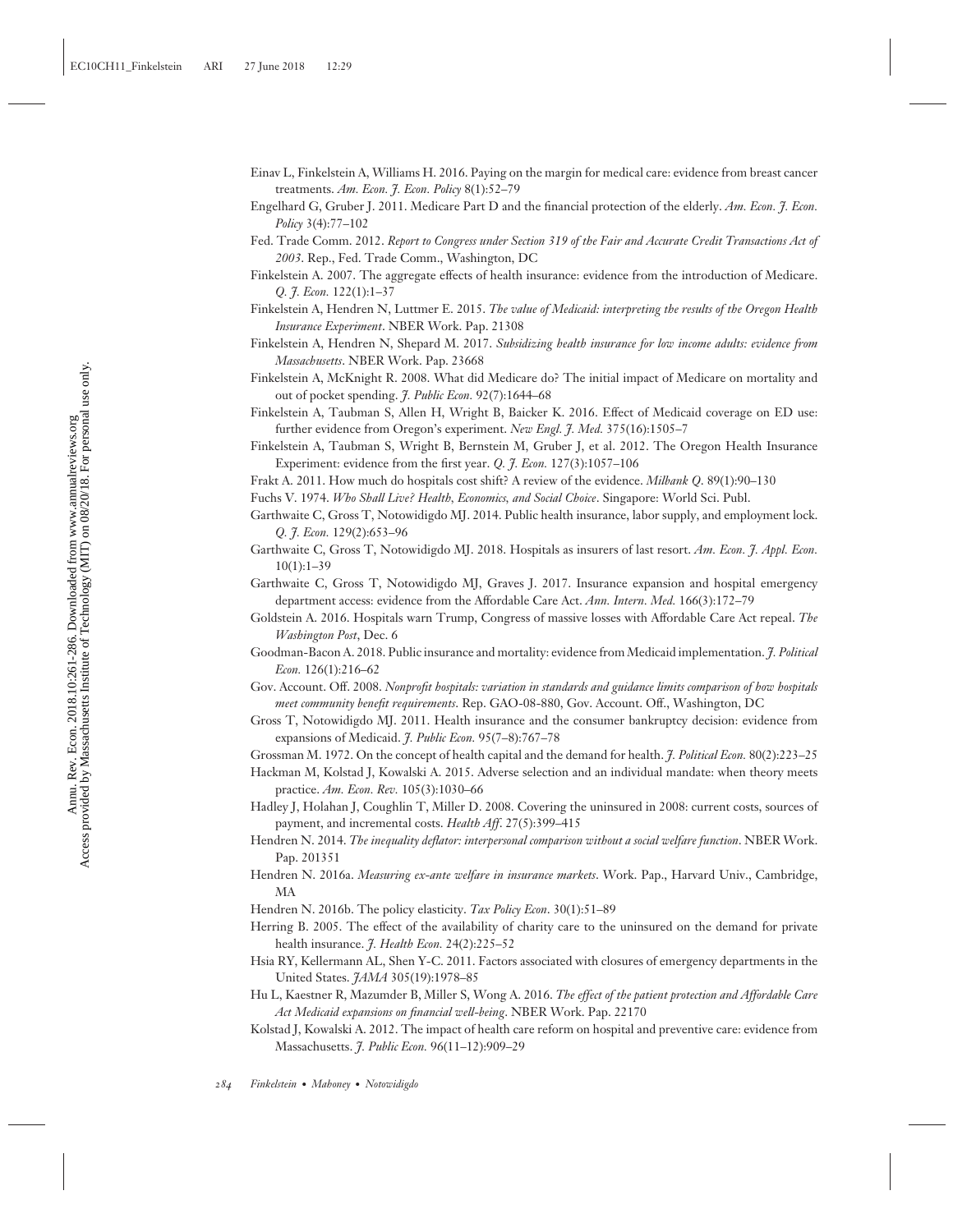Einav L, Finkelstein A, Williams H. 2016. Paying on the margin for medical care: evidence from breast cancer treatments. *Am. Econ. J. Econ. Policy* 8(1):52–79

Engelhard G, Gruber J. 2011. Medicare Part D and the financial protection of the elderly. *Am. Econ. J. Econ. Policy* 3(4):77–102

Fed. Trade Comm. 2012. *Report to Congress under Section 319 of the Fair and Accurate Credit Transactions Act of 2003*. Rep., Fed. Trade Comm., Washington, DC

Finkelstein A. 2007. The aggregate effects of health insurance: evidence from the introduction of Medicare. *Q. J. Econ.* 122(1):1–37

Finkelstein A, Hendren N, Luttmer E. 2015. *The value of Medicaid: interpreting the results of the Oregon Health Insurance Experiment*. NBER Work. Pap. 21308

Finkelstein A, Hendren N, Shepard M. 2017. *Subsidizing health insurance for low income adults: evidence from Massachusetts*. NBER Work. Pap. 23668

Finkelstein A, McKnight R. 2008. What did Medicare do? The initial impact of Medicare on mortality and out of pocket spending. *J. Public Econ.* 92(7):1644–68

Finkelstein A, Taubman S, Allen H, Wright B, Baicker K. 2016. Effect of Medicaid coverage on ED use: further evidence from Oregon's experiment. *New Engl. J. Med.* 375(16):1505–7

Finkelstein A, Taubman S, Wright B, Bernstein M, Gruber J, et al. 2012. The Oregon Health Insurance Experiment: evidence from the first year. *Q. J. Econ.* 127(3):1057–106

Frakt A. 2011. How much do hospitals cost shift? A review of the evidence. *Milbank Q.* 89(1):90–130

Fuchs V. 1974. *Who Shall Live? Health, Economics, and Social Choice*. Singapore: World Sci. Publ.

Garthwaite C, Gross T, Notowidigdo MJ. 2014. Public health insurance, labor supply, and employment lock. *Q. J. Econ.* 129(2):653–96

Garthwaite C, Gross T, Notowidigdo MJ. 2018. Hospitals as insurers of last resort. *Am. Econ. J. Appl. Econ.* 10(1):1–39

Garthwaite C, Gross T, Notowidigdo MJ, Graves J. 2017. Insurance expansion and hospital emergency department access: evidence from the Affordable Care Act. *Ann. Intern. Med.* 166(3):172–79

Goldstein A. 2016. Hospitals warn Trump, Congress of massive losses with Affordable Care Act repeal. *The Washington Post*, Dec. 6

Goodman-Bacon A. 2018. Public insurance and mortality: evidence from Medicaid implementation. *J. Political Econ.* 126(1):216–62

Gov. Account. Off. 2008. *Nonprofit hospitals: variation in standards and guidance limits comparison of how hospitals meet community benefit requirements*. Rep. GAO-08-880, Gov. Account. Off., Washington, DC

Gross T, Notowidigdo MJ. 2011. Health insurance and the consumer bankruptcy decision: evidence from expansions of Medicaid. *J. Public Econ.* 95(7–8):767–78

Grossman M. 1972. On the concept of health capital and the demand for health. *J. Political Econ.* 80(2):223–25

Hackman M, Kolstad J, Kowalski A. 2015. Adverse selection and an individual mandate: when theory meets practice. *Am. Econ. Rev.* 105(3):1030–66

Hadley J, Holahan J, Coughlin T, Miller D. 2008. Covering the uninsured in 2008: current costs, sources of payment, and incremental costs. *Health Aff.* 27(5):399–415

Hendren N. 2014. *The inequality deflator: interpersonal comparison without a social welfare function*. NBER Work. Pap. 201351

Hendren N. 2016a. *Measuring ex-ante welfare in insurance markets*. Work. Pap., Harvard Univ., Cambridge, MA

Hendren N. 2016b. The policy elasticity. *Tax Policy Econ*. 30(1):51–89

Herring B. 2005. The effect of the availability of charity care to the uninsured on the demand for private health insurance. *J. Health Econ.* 24(2):225–52

Hsia RY, Kellermann AL, Shen Y-C. 2011. Factors associated with closures of emergency departments in the United States. *JAMA* 305(19):1978–85

Hu L, Kaestner R, Mazumder B, Miller S, Wong A. 2016. *The effect of the patient protection and Affordable Care Act Medicaid expansions on financial well-being*. NBER Work. Pap. 22170

Kolstad J, Kowalski A. 2012. The impact of health care reform on hospital and preventive care: evidence from Massachusetts. *J. Public Econ.* 96(11–12):909–29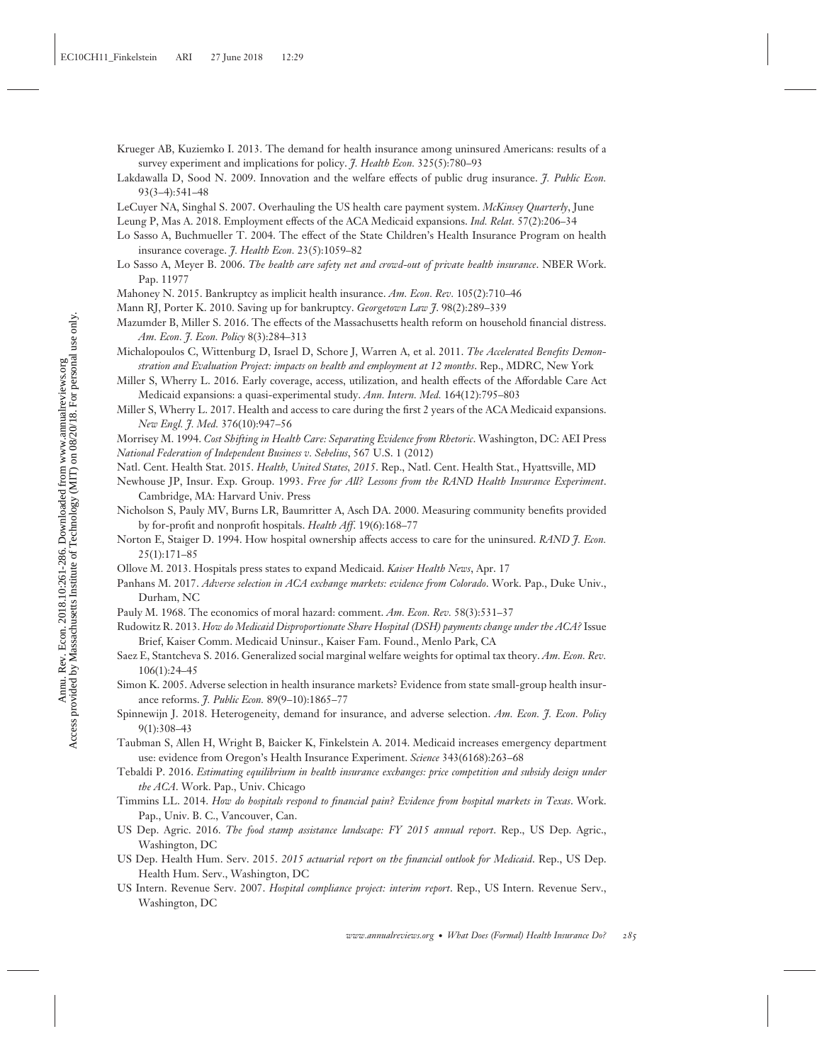Krueger AB, Kuziemko I. 2013. The demand for health insurance among uninsured Americans: results of a survey experiment and implications for policy. *J. Health Econ.* 325(5):780–93

Lakdawalla D, Sood N. 2009. Innovation and the welfare effects of public drug insurance. *J. Public Econ.* 93(3–4):541–48

LeCuyer NA, Singhal S. 2007. Overhauling the US health care payment system. *McKinsey Quarterly*, June

Leung P, Mas A. 2018. Employment effects of the ACA Medicaid expansions. *Ind. Relat.* 57(2):206–34

Lo Sasso A, Buchmueller T. 2004. The effect of the State Children's Health Insurance Program on health insurance coverage. *J. Health Econ.* 23(5):1059–82

Lo Sasso A, Meyer B. 2006. *The health care safety net and crowd-out of private health insurance*. NBER Work. Pap. 11977

Mahoney N. 2015. Bankruptcy as implicit health insurance. *Am. Econ. Rev.* 105(2):710–46

Mann RJ, Porter K. 2010. Saving up for bankruptcy. *Georgetown Law J.* 98(2):289–339

Mazumder B, Miller S. 2016. The effects of the Massachusetts health reform on household financial distress. *Am. Econ. J. Econ. Policy* 8(3):284–313

Michalopoulos C, Wittenburg D, Israel D, Schore J, Warren A, et al. 2011. *The Accelerated Benefits Demonstration and Evaluation Project: impacts on health and employment at 12 months*. Rep., MDRC, New York

Miller S, Wherry L. 2016. Early coverage, access, utilization, and health effects of the Affordable Care Act Medicaid expansions: a quasi-experimental study. *Ann. Intern. Med.* 164(12):795–803

Miller S, Wherry L. 2017. Health and access to care during the first 2 years of the ACA Medicaid expansions. *New Engl. J. Med.* 376(10):947–56

Morrisey M. 1994. *Cost Shifting in Health Care: Separating Evidence from Rhetoric*. Washington, DC: AEI Press

*National Federation of Independent Business v. Sebelius*, 567 U.S. 1 (2012)

Natl. Cent. Health Stat. 2015. *Health, United States, 2015*. Rep., Natl. Cent. Health Stat., Hyattsville, MD

Newhouse JP, Insur. Exp. Group. 1993. *Free for All? Lessons from the RAND Health Insurance Experiment*. Cambridge, MA: Harvard Univ. Press

Nicholson S, Pauly MV, Burns LR, Baumritter A, Asch DA. 2000. Measuring community benefits provided by for-profit and nonprofit hospitals. *Health Aff.* 19(6):168–77

Norton E, Staiger D. 1994. How hospital ownership affects access to care for the uninsured. *RAND J. Econ.* 25(1):171–85

Ollove M. 2013. Hospitals press states to expand Medicaid. *Kaiser Health News*, Apr. 17

Panhans M. 2017. *Adverse selection in ACA exchange markets: evidence from Colorado*. Work. Pap., Duke Univ., Durham, NC

Pauly M. 1968. The economics of moral hazard: comment. *Am. Econ. Rev.* 58(3):531–37

Rudowitz R. 2013. *How do Medicaid Disproportionate Share Hospital (DSH) payments change under the ACA?* Issue Brief, Kaiser Comm. Medicaid Uninsur., Kaiser Fam. Found., Menlo Park, CA

Saez E, Stantcheva S. 2016. Generalized social marginal welfare weights for optimal tax theory. *Am. Econ. Rev.* 106(1):24–45

Simon K. 2005. Adverse selection in health insurance markets? Evidence from state small-group health insurance reforms. *J. Public Econ.* 89(9–10):1865–77

Spinnewijn J. 2018. Heterogeneity, demand for insurance, and adverse selection. *Am. Econ. J. Econ. Policy* 9(1):308–43

Taubman S, Allen H, Wright B, Baicker K, Finkelstein A. 2014. Medicaid increases emergency department use: evidence from Oregon's Health Insurance Experiment. *Science* 343(6168):263–68

Tebaldi P. 2016. *Estimating equilibrium in health insurance exchanges: price competition and subsidy design under the ACA*. Work. Pap., Univ. Chicago

Timmins LL. 2014. *How do hospitals respond to financial pain? Evidence from hospital markets in Texas*. Work. Pap., Univ. B. C., Vancouver, Can.

US Dep. Agric. 2016. *The food stamp assistance landscape: FY 2015 annual report*. Rep., US Dep. Agric., Washington, DC

US Dep. Health Hum. Serv. 2015. *2015 actuarial report on the financial outlook for Medicaid*. Rep., US Dep. Health Hum. Serv., Washington, DC

US Intern. Revenue Serv. 2007. *Hospital compliance project: interim report*. Rep., US Intern. Revenue Serv., Washington, DC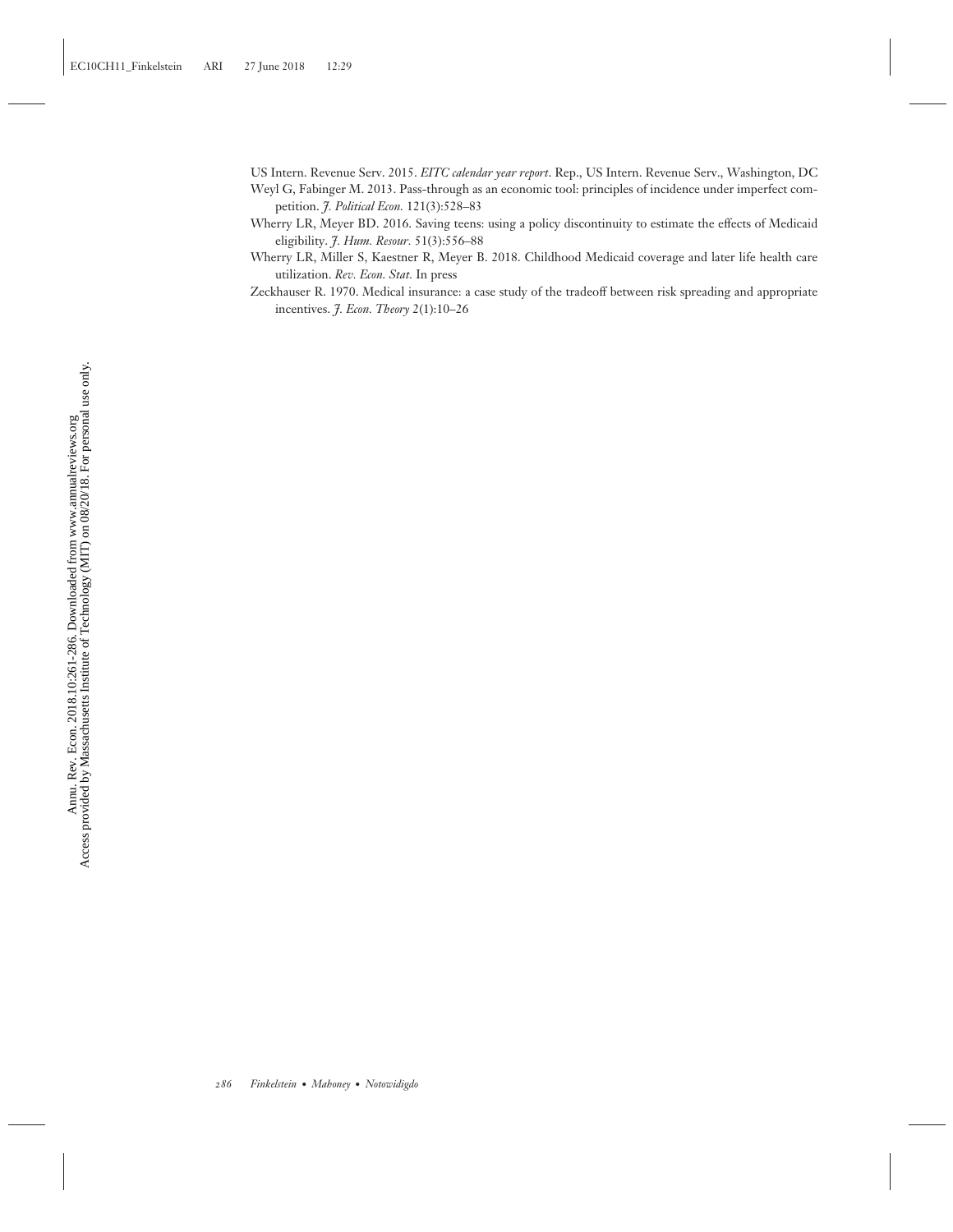US Intern. Revenue Serv. 2015. *EITC calendar year report*. Rep., US Intern. Revenue Serv., Washington, DC

Weyl G, Fabinger M. 2013. Pass-through as an economic tool: principles of incidence under imperfect competition. *J. Political Econ.* 121(3):528–83

Wherry LR, Meyer BD. 2016. Saving teens: using a policy discontinuity to estimate the effects of Medicaid eligibility. *J. Hum. Resour.* 51(3):556–88

Wherry LR, Miller S, Kaestner R, Meyer B. 2018. Childhood Medicaid coverage and later life health care utilization. *Rev. Econ. Stat.* In press

Zeckhauser R. 1970. Medical insurance: a case study of the tradeoff between risk spreading and appropriate incentives. *J. Econ. Theory* 2(1):10–26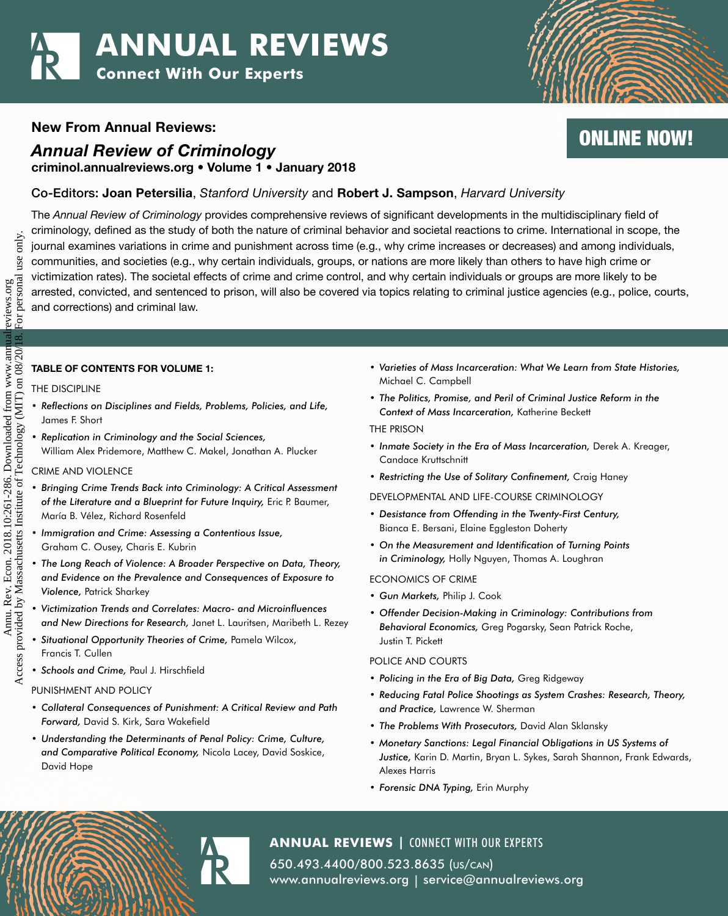# ANNUAL REVIEWS

**Connect With Our Experts**

**ONLINE NOW!**

**New From Annual Reviews:**

## *Annual Review of Criminology*

**criminol.annualreviews.org • Volume 1 • January 2018**

Co-Editors: **Joan Petersilia**, *Stanford University* and **Robert J. Sampson**, *Harvard University*

The *Annual Review of Criminology* provides comprehensive reviews of significant developments in the multidisciplinary field of criminology, defined as the study of both the nature of criminal behavior and societal reactions to crime. International in scope, the journal examines variations in crime and punishment across time (e.g., why crime increases or decreases) and among individuals, communities, and societies (e.g., why certain individuals, groups, or nations are more likely than others to have high crime or victimization rates). The societal effects of crime and crime control, and why certain individuals or groups are more likely to be arrested, convicted, and sentenced to prison, will also be covered via topics relating to criminal justice agencies (e.g., police, courts, and corrections) and criminal law.

**TABLE OF CONTENTS FOR VOLUME 1:**

THE DISCIPLINE

- *Reflections on Disciplines and Fields, Problems, Policies, and Life,* James F. Short
- *Replication in Criminology and the Social Sciences,* William Alex Pridemore, Matthew C. Makel, Jonathan A. Plucker

CRIME AND VIOLENCE

- *Bringing Crime Trends Back into Criminology: A Critical Assessment of the Literature and a Blueprint for Future Inquiry,* Eric P. Baumer, María B. Vélez, Richard Rosenfeld
- *Immigration and Crime: Assessing a Contentious Issue,* Graham C. Ousey, Charis E. Kubrin
- *The Long Reach of Violence: A Broader Perspective on Data, Theory, and Evidence on the Prevalence and Consequences of Exposure to Violence,* Patrick Sharkey
- *Victimization Trends and Correlates: Macro- and Microinfluences and New Directions for Research,* Janet L. Lauritsen, Maribeth L. Rezey
- *Situational Opportunity Theories of Crime,* Pamela Wilcox, Francis T. Cullen
- *Schools and Crime,* Paul J. Hirschfield

PUNISHMENT AND POLICY

- *Collateral Consequences of Punishment: A Critical Review and Path Forward,* David S. Kirk, Sara Wakefield
- *Understanding the Determinants of Penal Policy: Crime, Culture, and Comparative Political Economy,* Nicola Lacey, David Soskice, David Hope
- *Varieties of Mass Incarceration: What We Learn from State Histories,* Michael C. Campbell
- *The Politics, Promise, and Peril of Criminal Justice Reform in the Context of Mass Incarceration,* Katherine Beckett

THE PRISON

- *Inmate Society in the Era of Mass Incarceration,* Derek A. Kreager, Candace Kruttschnitt
- *Restricting the Use of Solitary Confinement,* Craig Haney

DEVELOPMENTAL AND LIFE-COURSE CRIMINOLOGY

- *Desistance from Offending in the Twenty-First Century,* Bianca E. Bersani, Elaine Eggleston Doherty
- *On the Measurement and Identification of Turning Points in Criminology,* Holly Nguyen, Thomas A. Loughran

ECONOMICS OF CRIME

- *Gun Markets,* Philip J. Cook
- *Offender Decision-Making in Criminology: Contributions from Behavioral Economics,* Greg Pogarsky, Sean Patrick Roche, Justin T. Pickett

POLICE AND COURTS

- *Policing in the Era of Big Data,* Greg Ridgeway
- *Reducing Fatal Police Shootings as System Crashes: Research, Theory, and Practice,* Lawrence W. Sherman
- *The Problems With Prosecutors,* David Alan Sklansky
- *Monetary Sanctions: Legal Financial Obligations in US Systems of Justice,* Karin D. Martin, Bryan L. Sykes, Sarah Shannon, Frank Edwards, Alexes Harris
- *Forensic DNA Typing,* Erin Murphy

**ANNUAL REVIEWS** | CONNECT WITH OUR EXPERTS

650.493.4400/800.523.8635 (US/CAN)
www.annualreviews.org | service@annualreviews.org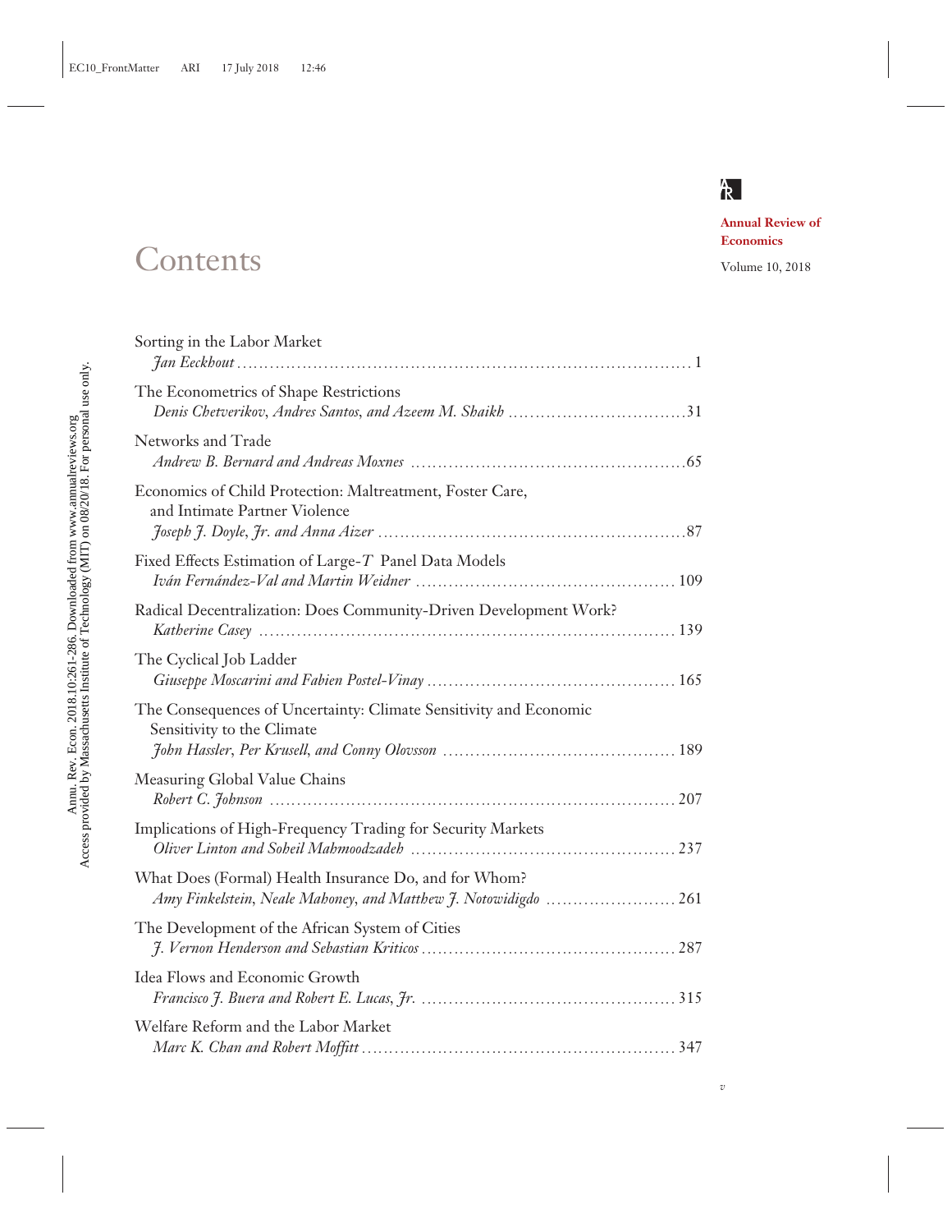# Contents

**Annual Review of Economics**

Volume 10, 2018

Sorting in the Labor Market
*Jan Eeckhout* .......... 1

The Econometrics of Shape Restrictions
*Denis Chetverikov, Andres Santos, and Azeem M. Shaikh* .......... 31

Networks and Trade
*Andrew B. Bernard and Andreas Moxnes* .......... 65

Economics of Child Protection: Maltreatment, Foster Care, and Intimate Partner Violence
*Joseph J. Doyle, Jr. and Anna Aizer* .......... 87

Fixed Effects Estimation of Large-$T$ Panel Data Models
*Iván Fernández-Val and Martin Weidner* .......... 109

Radical Decentralization: Does Community-Driven Development Work?
*Katherine Casey* .......... 139

The Cyclical Job Ladder
*Giuseppe Moscarini and Fabien Postel-Vinay* .......... 165

The Consequences of Uncertainty: Climate Sensitivity and Economic Sensitivity to the Climate
*John Hassler, Per Krusell, and Conny Olovsson* .......... 189

Measuring Global Value Chains
*Robert C. Johnson* .......... 207

Implications of High-Frequency Trading for Security Markets
*Oliver Linton and Soheil Mahmoodzadeh* .......... 237

What Does (Formal) Health Insurance Do, and for Whom?
*Amy Finkelstein, Neale Mahoney, and Matthew J. Notowidigdo* .......... 261

The Development of the African System of Cities
*J. Vernon Henderson and Sebastian Kriticos* .......... 287

Idea Flows and Economic Growth
*Francisco J. Buera and Robert E. Lucas, Jr.* .......... 315

Welfare Reform and the Labor Market
*Marc K. Chan and Robert Moffitt* .......... 347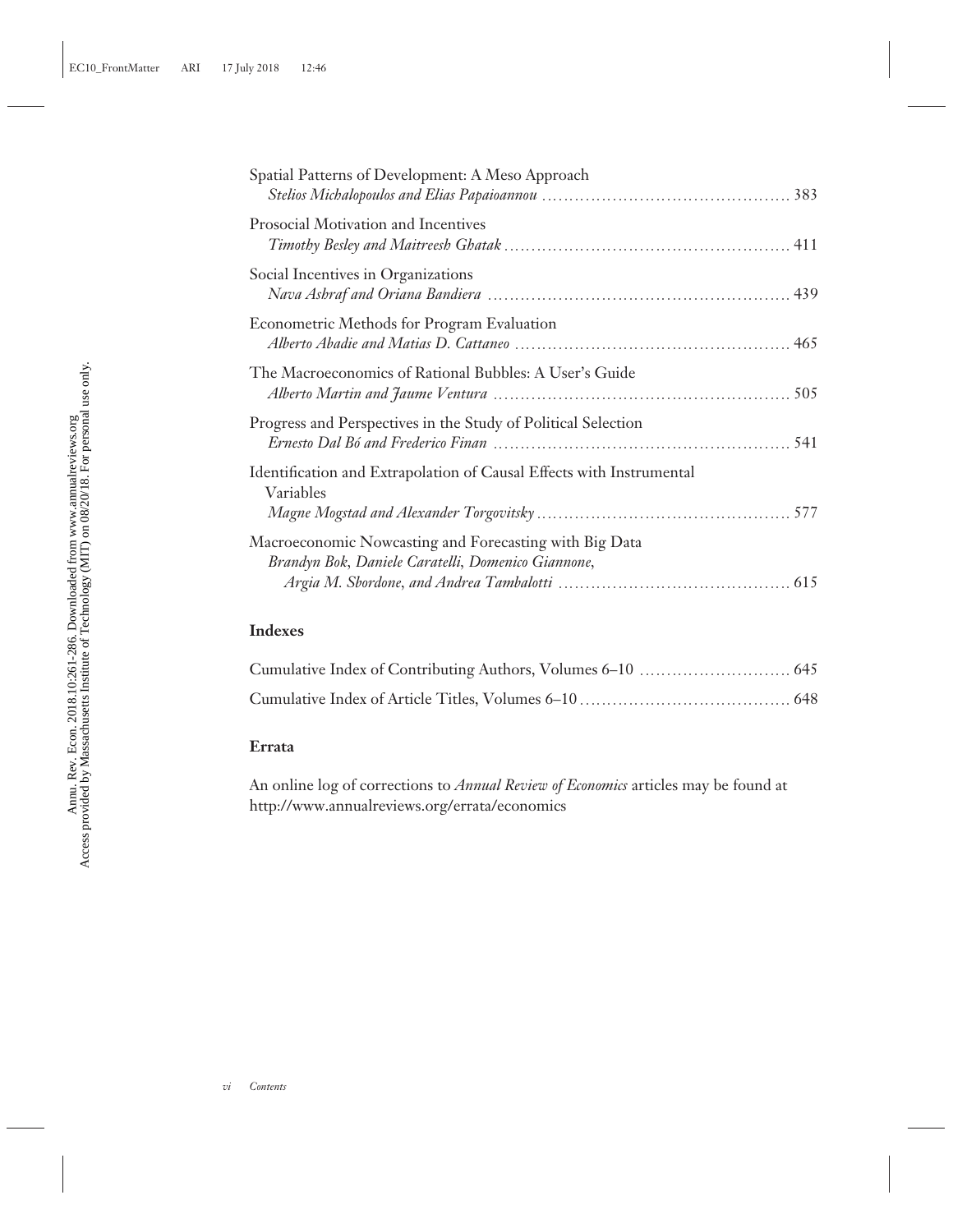Spatial Patterns of Development: A Meso Approach
*Stelios Michalopoulos and Elias Papaioannou* .......................................... 383

Prosocial Motivation and Incentives
*Timothy Besley and Maitreesh Ghatak* ................................................ 411

Social Incentives in Organizations
*Nava Ashraf and Oriana Bandiera* ..................................................... 439

Econometric Methods for Program Evaluation
*Alberto Abadie and Matias D. Cattaneo* ................................................ 465

The Macroeconomics of Rational Bubbles: A User's Guide
*Alberto Martin and Jaume Ventura* .................................................... 505

Progress and Perspectives in the Study of Political Selection
*Ernesto Dal Bó and Frederico Finan* .................................................. 541

Identification and Extrapolation of Causal Effects with Instrumental Variables
*Magne Mogstad and Alexander Torgovitsky* ............................................ 577

Macroeconomic Nowcasting and Forecasting with Big Data
*Brandyn Bok, Daniele Caratelli, Domenico Giannone, Argia M. Sbordone, and Andrea Tambalotti* ........................................ 615

## Indexes

Cumulative Index of Contributing Authors, Volumes 6–10 ......................... 645

Cumulative Index of Article Titles, Volumes 6–10 ................................... 648

## Errata

An online log of corrections to *Annual Review of Economics* articles may be found at http://www.annualreviews.org/errata/economics